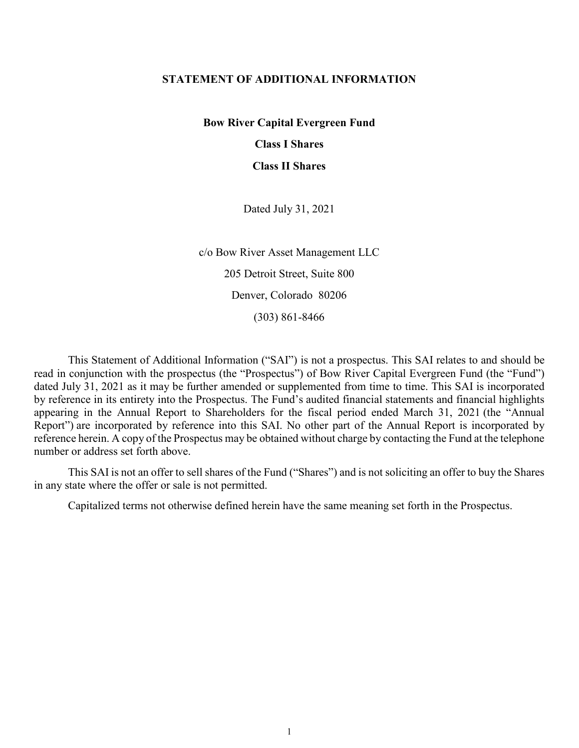# STATEMENT OF ADDITIONAL INFORMATION

**Bow River Capital Evergreen Fund**

**Class I Shares**

**Class II Shares**

Dated July 31, 2021

c/o Bow River Asset Management LLC

205 Detroit Street, Suite 800

Denver, Colorado 80206

(303) 861-8466

This Statement of Additional Information ("SAI") is not a prospectus. This SAI relates to and should be read in conjunction with the prospectus (the "Prospectus") of Bow River Capital Evergreen Fund (the "Fund") dated July 31, 2021 as it may be further amended or supplemented from time to time. This SAI is incorporated by reference in its entirety into the Prospectus. The Fund's audited financial statements and financial highlights appearing in the Annual Report to Shareholders for the fiscal period ended March 31, 2021 (the "Annual Report") are incorporated by reference into this SAI. No other part of the Annual Report is incorporated by reference herein. A copy of the Prospectus may be obtained without charge by contacting the Fund at the telephone number or address set forth above.

This SAI is not an offer to sell shares of the Fund ("Shares") and is not soliciting an offer to buy the Shares in any state where the offer or sale is not permitted.

Capitalized terms not otherwise defined herein have the same meaning set forth in the Prospectus.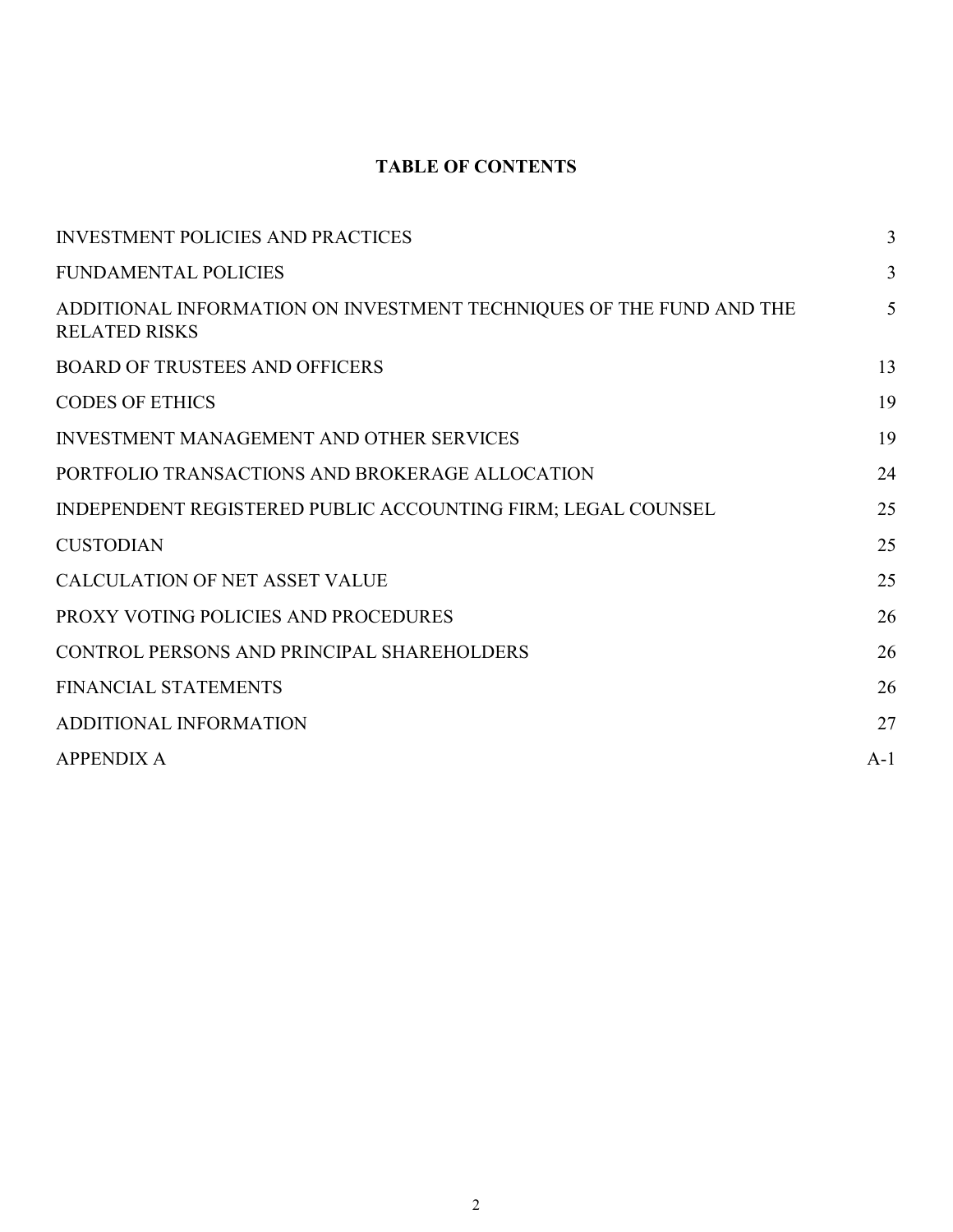## TABLE OF CONTENTS

| | |
|---|---|
| INVESTMENT POLICIES AND PRACTICES | 3 |
| FUNDAMENTAL POLICIES | 3 |
| ADDITIONAL INFORMATION ON INVESTMENT TECHNIQUES OF THE FUND AND THE RELATED RISKS | 5 |
| BOARD OF TRUSTEES AND OFFICERS | 13 |
| CODES OF ETHICS | 19 |
| INVESTMENT MANAGEMENT AND OTHER SERVICES | 19 |
| PORTFOLIO TRANSACTIONS AND BROKERAGE ALLOCATION | 24 |
| INDEPENDENT REGISTERED PUBLIC ACCOUNTING FIRM; LEGAL COUNSEL | 25 |
| CUSTODIAN | 25 |
| CALCULATION OF NET ASSET VALUE | 25 |
| PROXY VOTING POLICIES AND PROCEDURES | 26 |
| CONTROL PERSONS AND PRINCIPAL SHAREHOLDERS | 26 |
| FINANCIAL STATEMENTS | 26 |
| ADDITIONAL INFORMATION | 27 |
| APPENDIX A | A-1 |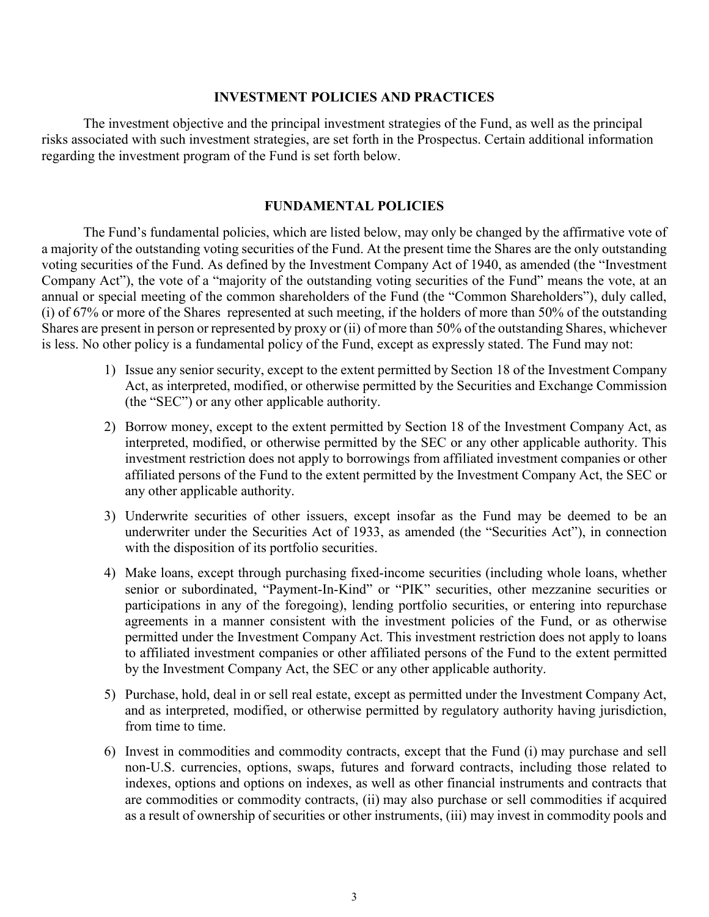## INVESTMENT POLICIES AND PRACTICES

The investment objective and the principal investment strategies of the Fund, as well as the principal risks associated with such investment strategies, are set forth in the Prospectus. Certain additional information regarding the investment program of the Fund is set forth below.

## FUNDAMENTAL POLICIES

The Fund's fundamental policies, which are listed below, may only be changed by the affirmative vote of a majority of the outstanding voting securities of the Fund. At the present time the Shares are the only outstanding voting securities of the Fund. As defined by the Investment Company Act of 1940, as amended (the "Investment Company Act"), the vote of a "majority of the outstanding voting securities of the Fund" means the vote, at an annual or special meeting of the common shareholders of the Fund (the "Common Shareholders"), duly called, (i) of 67% or more of the Shares represented at such meeting, if the holders of more than 50% of the outstanding Shares are present in person or represented by proxy or (ii) of more than 50% of the outstanding Shares, whichever is less. No other policy is a fundamental policy of the Fund, except as expressly stated. The Fund may not:

1) Issue any senior security, except to the extent permitted by Section 18 of the Investment Company Act, as interpreted, modified, or otherwise permitted by the Securities and Exchange Commission (the "SEC") or any other applicable authority.

2) Borrow money, except to the extent permitted by Section 18 of the Investment Company Act, as interpreted, modified, or otherwise permitted by the SEC or any other applicable authority. This investment restriction does not apply to borrowings from affiliated investment companies or other affiliated persons of the Fund to the extent permitted by the Investment Company Act, the SEC or any other applicable authority.

3) Underwrite securities of other issuers, except insofar as the Fund may be deemed to be an underwriter under the Securities Act of 1933, as amended (the "Securities Act"), in connection with the disposition of its portfolio securities.

4) Make loans, except through purchasing fixed-income securities (including whole loans, whether senior or subordinated, "Payment-In-Kind" or "PIK" securities, other mezzanine securities or participations in any of the foregoing), lending portfolio securities, or entering into repurchase agreements in a manner consistent with the investment policies of the Fund, or as otherwise permitted under the Investment Company Act. This investment restriction does not apply to loans to affiliated investment companies or other affiliated persons of the Fund to the extent permitted by the Investment Company Act, the SEC or any other applicable authority.

5) Purchase, hold, deal in or sell real estate, except as permitted under the Investment Company Act, and as interpreted, modified, or otherwise permitted by regulatory authority having jurisdiction, from time to time.

6) Invest in commodities and commodity contracts, except that the Fund (i) may purchase and sell non-U.S. currencies, options, swaps, futures and forward contracts, including those related to indexes, options and options on indexes, as well as other financial instruments and contracts that are commodities or commodity contracts, (ii) may also purchase or sell commodities if acquired as a result of ownership of securities or other instruments, (iii) may invest in commodity pools and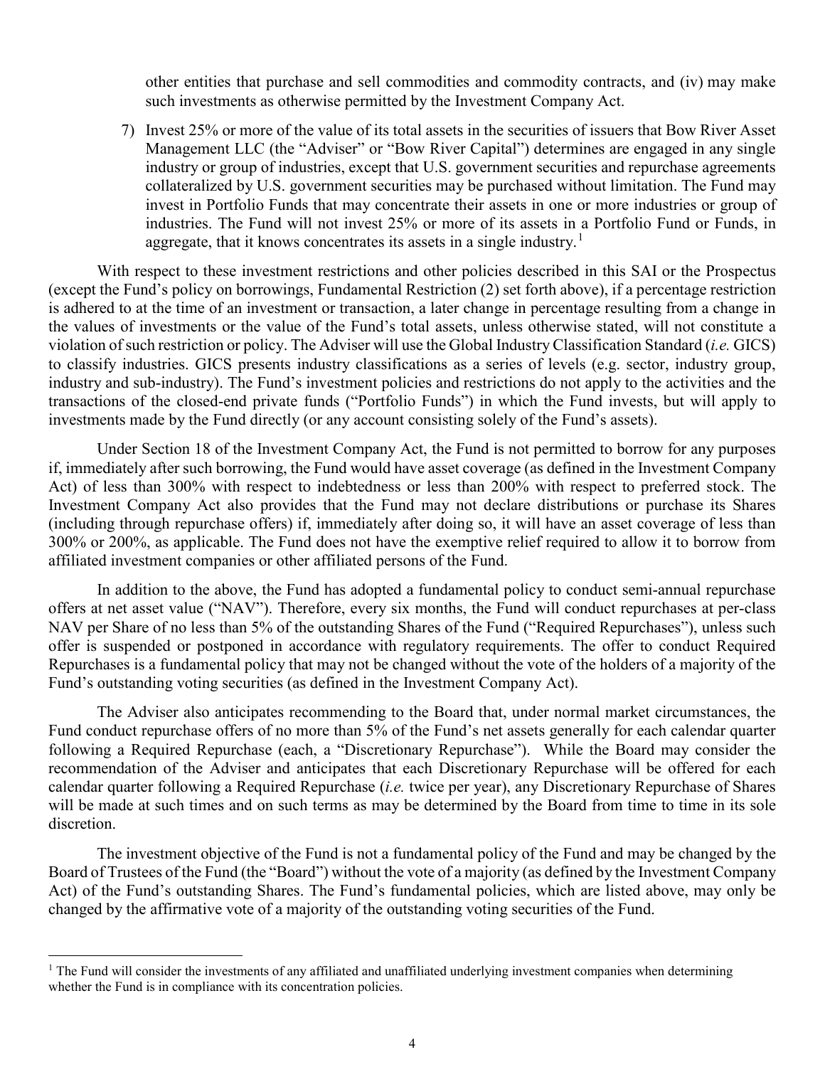other entities that purchase and sell commodities and commodity contracts, and (iv) may make such investments as otherwise permitted by the Investment Company Act.

7) Invest 25% or more of the value of its total assets in the securities of issuers that Bow River Asset Management LLC (the "Adviser" or "Bow River Capital") determines are engaged in any single industry or group of industries, except that U.S. government securities and repurchase agreements collateralized by U.S. government securities may be purchased without limitation. The Fund may invest in Portfolio Funds that may concentrate their assets in one or more industries or group of industries. The Fund will not invest 25% or more of its assets in a Portfolio Fund or Funds, in aggregate, that it knows concentrates its assets in a single industry.[1]

With respect to these investment restrictions and other policies described in this SAI or the Prospectus (except the Fund's policy on borrowings, Fundamental Restriction (2) set forth above), if a percentage restriction is adhered to at the time of an investment or transaction, a later change in percentage resulting from a change in the values of investments or the value of the Fund's total assets, unless otherwise stated, will not constitute a violation of such restriction or policy. The Adviser will use the Global Industry Classification Standard (*i.e.* GICS) to classify industries. GICS presents industry classifications as a series of levels (e.g. sector, industry group, industry and sub-industry). The Fund's investment policies and restrictions do not apply to the activities and the transactions of the closed-end private funds ("Portfolio Funds") in which the Fund invests, but will apply to investments made by the Fund directly (or any account consisting solely of the Fund's assets).

Under Section 18 of the Investment Company Act, the Fund is not permitted to borrow for any purposes if, immediately after such borrowing, the Fund would have asset coverage (as defined in the Investment Company Act) of less than 300% with respect to indebtedness or less than 200% with respect to preferred stock. The Investment Company Act also provides that the Fund may not declare distributions or purchase its Shares (including through repurchase offers) if, immediately after doing so, it will have an asset coverage of less than 300% or 200%, as applicable. The Fund does not have the exemptive relief required to allow it to borrow from affiliated investment companies or other affiliated persons of the Fund.

In addition to the above, the Fund has adopted a fundamental policy to conduct semi-annual repurchase offers at net asset value ("NAV"). Therefore, every six months, the Fund will conduct repurchases at per-class NAV per Share of no less than 5% of the outstanding Shares of the Fund ("Required Repurchases"), unless such offer is suspended or postponed in accordance with regulatory requirements. The offer to conduct Required Repurchases is a fundamental policy that may not be changed without the vote of the holders of a majority of the Fund's outstanding voting securities (as defined in the Investment Company Act).

The Adviser also anticipates recommending to the Board that, under normal market circumstances, the Fund conduct repurchase offers of no more than 5% of the Fund's net assets generally for each calendar quarter following a Required Repurchase (each, a "Discretionary Repurchase"). While the Board may consider the recommendation of the Adviser and anticipates that each Discretionary Repurchase will be offered for each calendar quarter following a Required Repurchase (*i.e.* twice per year), any Discretionary Repurchase of Shares will be made at such times and on such terms as may be determined by the Board from time to time in its sole discretion.

The investment objective of the Fund is not a fundamental policy of the Fund and may be changed by the Board of Trustees of the Fund (the "Board") without the vote of a majority (as defined by the Investment Company Act) of the Fund's outstanding Shares. The Fund's fundamental policies, which are listed above, may only be changed by the affirmative vote of a majority of the outstanding voting securities of the Fund.

[1] The Fund will consider the investments of any affiliated and unaffiliated underlying investment companies when determining whether the Fund is in compliance with its concentration policies.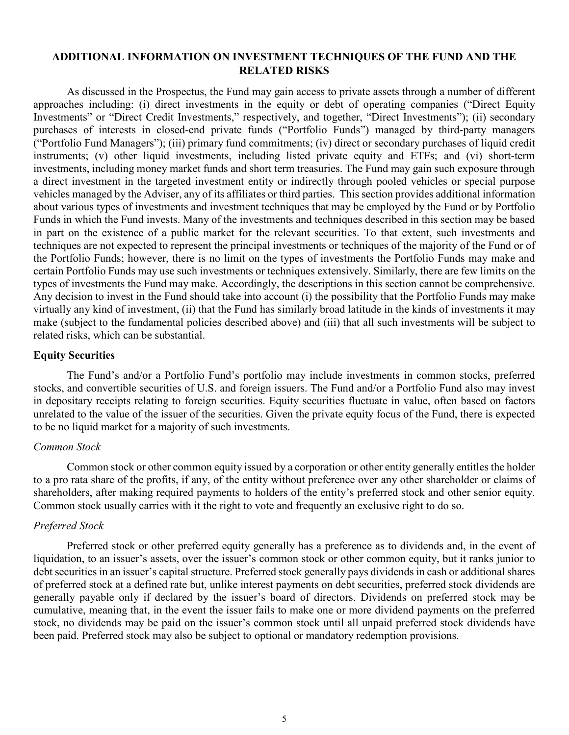## ADDITIONAL INFORMATION ON INVESTMENT TECHNIQUES OF THE FUND AND THE RELATED RISKS

As discussed in the Prospectus, the Fund may gain access to private assets through a number of different approaches including: (i) direct investments in the equity or debt of operating companies ("Direct Equity Investments" or "Direct Credit Investments," respectively, and together, "Direct Investments"); (ii) secondary purchases of interests in closed-end private funds ("Portfolio Funds") managed by third-party managers ("Portfolio Fund Managers"); (iii) primary fund commitments; (iv) direct or secondary purchases of liquid credit instruments; (v) other liquid investments, including listed private equity and ETFs; and (vi) short-term investments, including money market funds and short term treasuries. The Fund may gain such exposure through a direct investment in the targeted investment entity or indirectly through pooled vehicles or special purpose vehicles managed by the Adviser, any of its affiliates or third parties. This section provides additional information about various types of investments and investment techniques that may be employed by the Fund or by Portfolio Funds in which the Fund invests. Many of the investments and techniques described in this section may be based in part on the existence of a public market for the relevant securities. To that extent, such investments and techniques are not expected to represent the principal investments or techniques of the majority of the Fund or of the Portfolio Funds; however, there is no limit on the types of investments the Portfolio Funds may make and certain Portfolio Funds may use such investments or techniques extensively. Similarly, there are few limits on the types of investments the Fund may make. Accordingly, the descriptions in this section cannot be comprehensive. Any decision to invest in the Fund should take into account (i) the possibility that the Portfolio Funds may make virtually any kind of investment, (ii) that the Fund has similarly broad latitude in the kinds of investments it may make (subject to the fundamental policies described above) and (iii) that all such investments will be subject to related risks, which can be substantial.

### Equity Securities

The Fund's and/or a Portfolio Fund's portfolio may include investments in common stocks, preferred stocks, and convertible securities of U.S. and foreign issuers. The Fund and/or a Portfolio Fund also may invest in depositary receipts relating to foreign securities. Equity securities fluctuate in value, often based on factors unrelated to the value of the issuer of the securities. Given the private equity focus of the Fund, there is expected to be no liquid market for a majority of such investments.

#### *Common Stock*

Common stock or other common equity issued by a corporation or other entity generally entitles the holder to a pro rata share of the profits, if any, of the entity without preference over any other shareholder or claims of shareholders, after making required payments to holders of the entity's preferred stock and other senior equity. Common stock usually carries with it the right to vote and frequently an exclusive right to do so.

#### *Preferred Stock*

Preferred stock or other preferred equity generally has a preference as to dividends and, in the event of liquidation, to an issuer's assets, over the issuer's common stock or other common equity, but it ranks junior to debt securities in an issuer's capital structure. Preferred stock generally pays dividends in cash or additional shares of preferred stock at a defined rate but, unlike interest payments on debt securities, preferred stock dividends are generally payable only if declared by the issuer's board of directors. Dividends on preferred stock may be cumulative, meaning that, in the event the issuer fails to make one or more dividend payments on the preferred stock, no dividends may be paid on the issuer's common stock until all unpaid preferred stock dividends have been paid. Preferred stock may also be subject to optional or mandatory redemption provisions.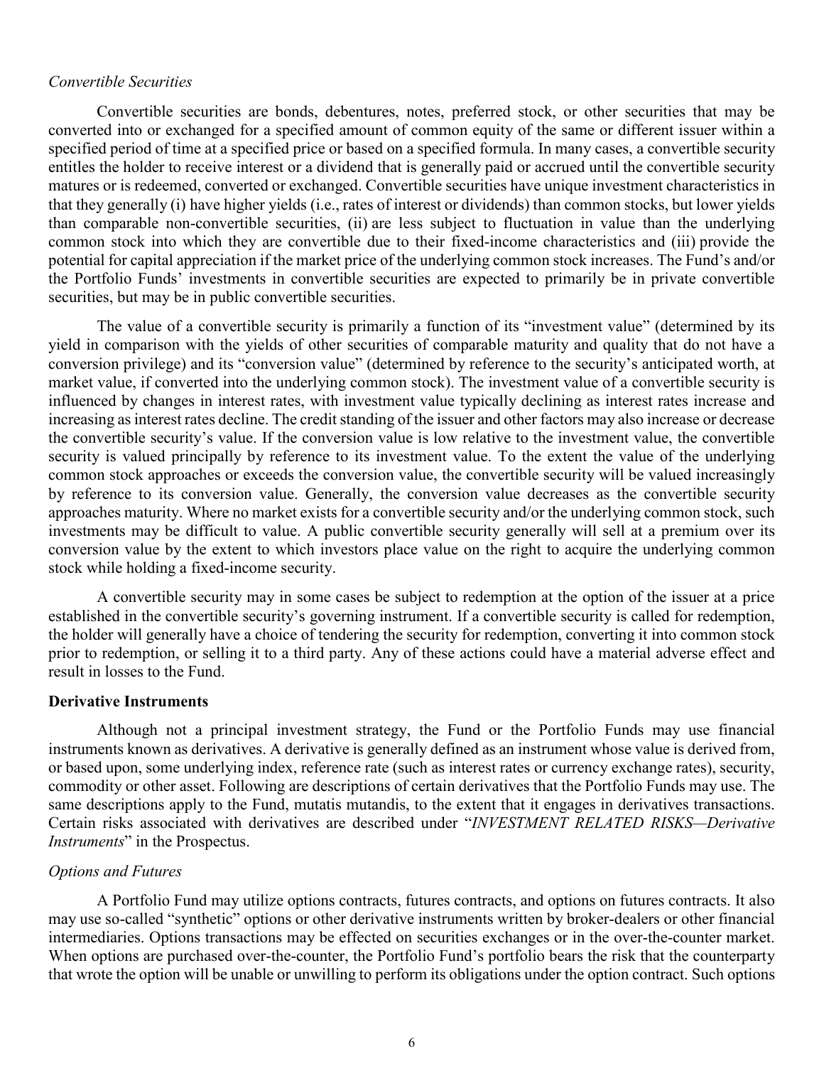*Convertible Securities*

Convertible securities are bonds, debentures, notes, preferred stock, or other securities that may be converted into or exchanged for a specified amount of common equity of the same or different issuer within a specified period of time at a specified price or based on a specified formula. In many cases, a convertible security entitles the holder to receive interest or a dividend that is generally paid or accrued until the convertible security matures or is redeemed, converted or exchanged. Convertible securities have unique investment characteristics in that they generally (i) have higher yields (i.e., rates of interest or dividends) than common stocks, but lower yields than comparable non-convertible securities, (ii) are less subject to fluctuation in value than the underlying common stock into which they are convertible due to their fixed-income characteristics and (iii) provide the potential for capital appreciation if the market price of the underlying common stock increases. The Fund's and/or the Portfolio Funds' investments in convertible securities are expected to primarily be in private convertible securities, but may be in public convertible securities.

The value of a convertible security is primarily a function of its "investment value" (determined by its yield in comparison with the yields of other securities of comparable maturity and quality that do not have a conversion privilege) and its "conversion value" (determined by reference to the security's anticipated worth, at market value, if converted into the underlying common stock). The investment value of a convertible security is influenced by changes in interest rates, with investment value typically declining as interest rates increase and increasing as interest rates decline. The credit standing of the issuer and other factors may also increase or decrease the convertible security's value. If the conversion value is low relative to the investment value, the convertible security is valued principally by reference to its investment value. To the extent the value of the underlying common stock approaches or exceeds the conversion value, the convertible security will be valued increasingly by reference to its conversion value. Generally, the conversion value decreases as the convertible security approaches maturity. Where no market exists for a convertible security and/or the underlying common stock, such investments may be difficult to value. A public convertible security generally will sell at a premium over its conversion value by the extent to which investors place value on the right to acquire the underlying common stock while holding a fixed-income security.

A convertible security may in some cases be subject to redemption at the option of the issuer at a price established in the convertible security's governing instrument. If a convertible security is called for redemption, the holder will generally have a choice of tendering the security for redemption, converting it into common stock prior to redemption, or selling it to a third party. Any of these actions could have a material adverse effect and result in losses to the Fund.

**Derivative Instruments**

Although not a principal investment strategy, the Fund or the Portfolio Funds may use financial instruments known as derivatives. A derivative is generally defined as an instrument whose value is derived from, or based upon, some underlying index, reference rate (such as interest rates or currency exchange rates), security, commodity or other asset. Following are descriptions of certain derivatives that the Portfolio Funds may use. The same descriptions apply to the Fund, mutatis mutandis, to the extent that it engages in derivatives transactions. Certain risks associated with derivatives are described under "*INVESTMENT RELATED RISKS—Derivative Instruments*" in the Prospectus.

*Options and Futures*

A Portfolio Fund may utilize options contracts, futures contracts, and options on futures contracts. It also may use so-called "synthetic" options or other derivative instruments written by broker-dealers or other financial intermediaries. Options transactions may be effected on securities exchanges or in the over-the-counter market. When options are purchased over-the-counter, the Portfolio Fund's portfolio bears the risk that the counterparty that wrote the option will be unable or unwilling to perform its obligations under the option contract. Such options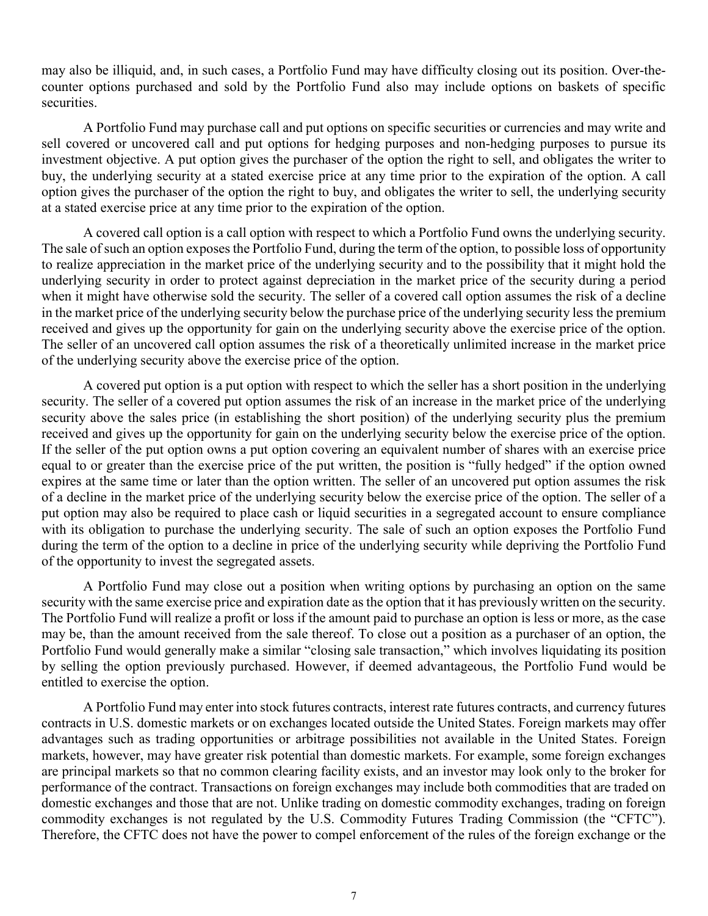may also be illiquid, and, in such cases, a Portfolio Fund may have difficulty closing out its position. Over-the-counter options purchased and sold by the Portfolio Fund also may include options on baskets of specific securities.

A Portfolio Fund may purchase call and put options on specific securities or currencies and may write and sell covered or uncovered call and put options for hedging purposes and non-hedging purposes to pursue its investment objective. A put option gives the purchaser of the option the right to sell, and obligates the writer to buy, the underlying security at a stated exercise price at any time prior to the expiration of the option. A call option gives the purchaser of the option the right to buy, and obligates the writer to sell, the underlying security at a stated exercise price at any time prior to the expiration of the option.

A covered call option is a call option with respect to which a Portfolio Fund owns the underlying security. The sale of such an option exposes the Portfolio Fund, during the term of the option, to possible loss of opportunity to realize appreciation in the market price of the underlying security and to the possibility that it might hold the underlying security in order to protect against depreciation in the market price of the security during a period when it might have otherwise sold the security. The seller of a covered call option assumes the risk of a decline in the market price of the underlying security below the purchase price of the underlying security less the premium received and gives up the opportunity for gain on the underlying security above the exercise price of the option. The seller of an uncovered call option assumes the risk of a theoretically unlimited increase in the market price of the underlying security above the exercise price of the option.

A covered put option is a put option with respect to which the seller has a short position in the underlying security. The seller of a covered put option assumes the risk of an increase in the market price of the underlying security above the sales price (in establishing the short position) of the underlying security plus the premium received and gives up the opportunity for gain on the underlying security below the exercise price of the option. If the seller of the put option owns a put option covering an equivalent number of shares with an exercise price equal to or greater than the exercise price of the put written, the position is "fully hedged" if the option owned expires at the same time or later than the option written. The seller of an uncovered put option assumes the risk of a decline in the market price of the underlying security below the exercise price of the option. The seller of a put option may also be required to place cash or liquid securities in a segregated account to ensure compliance with its obligation to purchase the underlying security. The sale of such an option exposes the Portfolio Fund during the term of the option to a decline in price of the underlying security while depriving the Portfolio Fund of the opportunity to invest the segregated assets.

A Portfolio Fund may close out a position when writing options by purchasing an option on the same security with the same exercise price and expiration date as the option that it has previously written on the security. The Portfolio Fund will realize a profit or loss if the amount paid to purchase an option is less or more, as the case may be, than the amount received from the sale thereof. To close out a position as a purchaser of an option, the Portfolio Fund would generally make a similar "closing sale transaction," which involves liquidating its position by selling the option previously purchased. However, if deemed advantageous, the Portfolio Fund would be entitled to exercise the option.

A Portfolio Fund may enter into stock futures contracts, interest rate futures contracts, and currency futures contracts in U.S. domestic markets or on exchanges located outside the United States. Foreign markets may offer advantages such as trading opportunities or arbitrage possibilities not available in the United States. Foreign markets, however, may have greater risk potential than domestic markets. For example, some foreign exchanges are principal markets so that no common clearing facility exists, and an investor may look only to the broker for performance of the contract. Transactions on foreign exchanges may include both commodities that are traded on domestic exchanges and those that are not. Unlike trading on domestic commodity exchanges, trading on foreign commodity exchanges is not regulated by the U.S. Commodity Futures Trading Commission (the "CFTC"). Therefore, the CFTC does not have the power to compel enforcement of the rules of the foreign exchange or the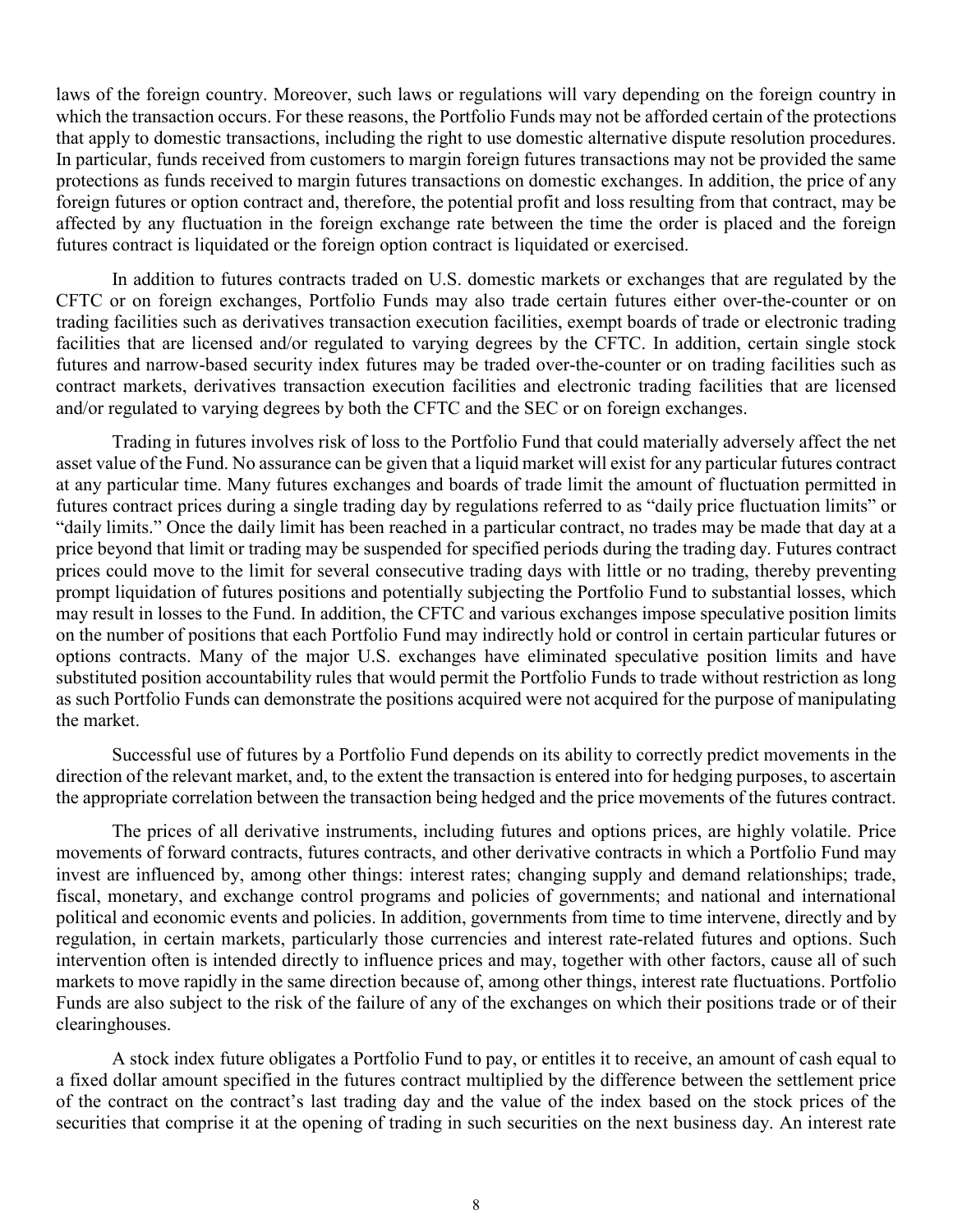laws of the foreign country. Moreover, such laws or regulations will vary depending on the foreign country in which the transaction occurs. For these reasons, the Portfolio Funds may not be afforded certain of the protections that apply to domestic transactions, including the right to use domestic alternative dispute resolution procedures. In particular, funds received from customers to margin foreign futures transactions may not be provided the same protections as funds received to margin futures transactions on domestic exchanges. In addition, the price of any foreign futures or option contract and, therefore, the potential profit and loss resulting from that contract, may be affected by any fluctuation in the foreign exchange rate between the time the order is placed and the foreign futures contract is liquidated or the foreign option contract is liquidated or exercised.

In addition to futures contracts traded on U.S. domestic markets or exchanges that are regulated by the CFTC or on foreign exchanges, Portfolio Funds may also trade certain futures either over-the-counter or on trading facilities such as derivatives transaction execution facilities, exempt boards of trade or electronic trading facilities that are licensed and/or regulated to varying degrees by the CFTC. In addition, certain single stock futures and narrow-based security index futures may be traded over-the-counter or on trading facilities such as contract markets, derivatives transaction execution facilities and electronic trading facilities that are licensed and/or regulated to varying degrees by both the CFTC and the SEC or on foreign exchanges.

Trading in futures involves risk of loss to the Portfolio Fund that could materially adversely affect the net asset value of the Fund. No assurance can be given that a liquid market will exist for any particular futures contract at any particular time. Many futures exchanges and boards of trade limit the amount of fluctuation permitted in futures contract prices during a single trading day by regulations referred to as "daily price fluctuation limits" or "daily limits." Once the daily limit has been reached in a particular contract, no trades may be made that day at a price beyond that limit or trading may be suspended for specified periods during the trading day. Futures contract prices could move to the limit for several consecutive trading days with little or no trading, thereby preventing prompt liquidation of futures positions and potentially subjecting the Portfolio Fund to substantial losses, which may result in losses to the Fund. In addition, the CFTC and various exchanges impose speculative position limits on the number of positions that each Portfolio Fund may indirectly hold or control in certain particular futures or options contracts. Many of the major U.S. exchanges have eliminated speculative position limits and have substituted position accountability rules that would permit the Portfolio Funds to trade without restriction as long as such Portfolio Funds can demonstrate the positions acquired were not acquired for the purpose of manipulating the market.

Successful use of futures by a Portfolio Fund depends on its ability to correctly predict movements in the direction of the relevant market, and, to the extent the transaction is entered into for hedging purposes, to ascertain the appropriate correlation between the transaction being hedged and the price movements of the futures contract.

The prices of all derivative instruments, including futures and options prices, are highly volatile. Price movements of forward contracts, futures contracts, and other derivative contracts in which a Portfolio Fund may invest are influenced by, among other things: interest rates; changing supply and demand relationships; trade, fiscal, monetary, and exchange control programs and policies of governments; and national and international political and economic events and policies. In addition, governments from time to time intervene, directly and by regulation, in certain markets, particularly those currencies and interest rate-related futures and options. Such intervention often is intended directly to influence prices and may, together with other factors, cause all of such markets to move rapidly in the same direction because of, among other things, interest rate fluctuations. Portfolio Funds are also subject to the risk of the failure of any of the exchanges on which their positions trade or of their clearinghouses.

A stock index future obligates a Portfolio Fund to pay, or entitles it to receive, an amount of cash equal to a fixed dollar amount specified in the futures contract multiplied by the difference between the settlement price of the contract on the contract's last trading day and the value of the index based on the stock prices of the securities that comprise it at the opening of trading in such securities on the next business day. An interest rate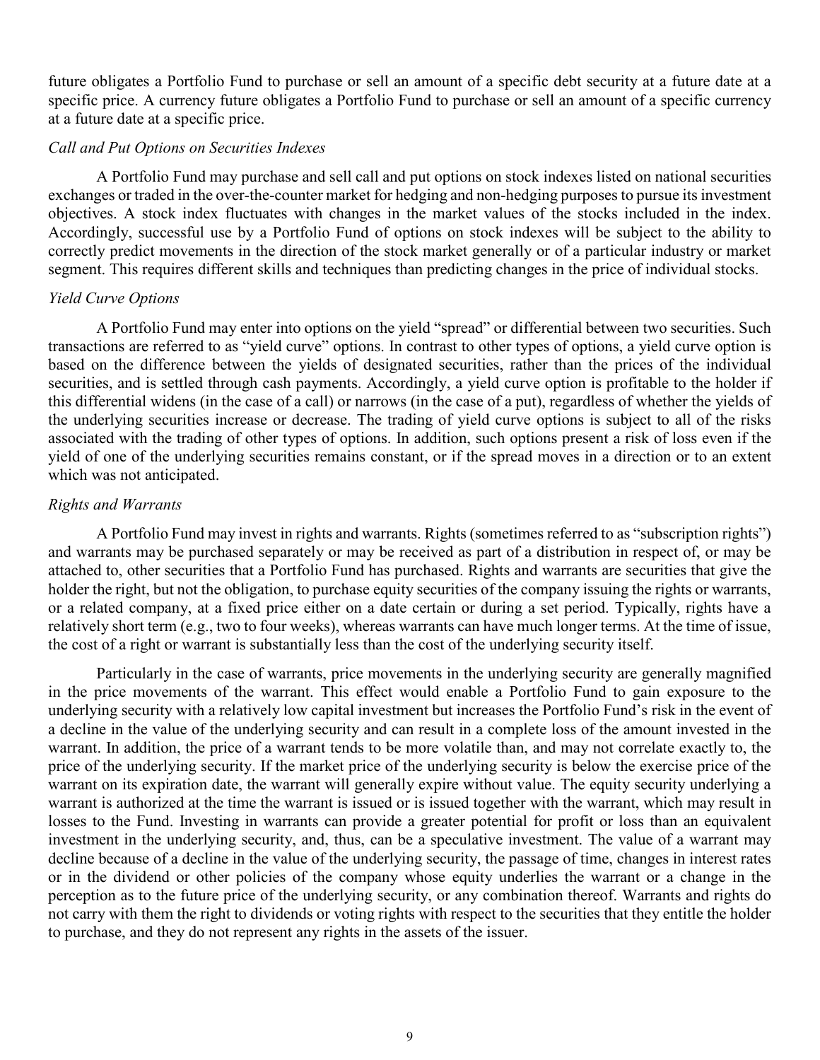future obligates a Portfolio Fund to purchase or sell an amount of a specific debt security at a future date at a specific price. A currency future obligates a Portfolio Fund to purchase or sell an amount of a specific currency at a future date at a specific price.

*Call and Put Options on Securities Indexes*

A Portfolio Fund may purchase and sell call and put options on stock indexes listed on national securities exchanges or traded in the over-the-counter market for hedging and non-hedging purposes to pursue its investment objectives. A stock index fluctuates with changes in the market values of the stocks included in the index. Accordingly, successful use by a Portfolio Fund of options on stock indexes will be subject to the ability to correctly predict movements in the direction of the stock market generally or of a particular industry or market segment. This requires different skills and techniques than predicting changes in the price of individual stocks.

*Yield Curve Options*

A Portfolio Fund may enter into options on the yield "spread" or differential between two securities. Such transactions are referred to as "yield curve" options. In contrast to other types of options, a yield curve option is based on the difference between the yields of designated securities, rather than the prices of the individual securities, and is settled through cash payments. Accordingly, a yield curve option is profitable to the holder if this differential widens (in the case of a call) or narrows (in the case of a put), regardless of whether the yields of the underlying securities increase or decrease. The trading of yield curve options is subject to all of the risks associated with the trading of other types of options. In addition, such options present a risk of loss even if the yield of one of the underlying securities remains constant, or if the spread moves in a direction or to an extent which was not anticipated.

*Rights and Warrants*

A Portfolio Fund may invest in rights and warrants. Rights (sometimes referred to as "subscription rights") and warrants may be purchased separately or may be received as part of a distribution in respect of, or may be attached to, other securities that a Portfolio Fund has purchased. Rights and warrants are securities that give the holder the right, but not the obligation, to purchase equity securities of the company issuing the rights or warrants, or a related company, at a fixed price either on a date certain or during a set period. Typically, rights have a relatively short term (e.g., two to four weeks), whereas warrants can have much longer terms. At the time of issue, the cost of a right or warrant is substantially less than the cost of the underlying security itself.

Particularly in the case of warrants, price movements in the underlying security are generally magnified in the price movements of the warrant. This effect would enable a Portfolio Fund to gain exposure to the underlying security with a relatively low capital investment but increases the Portfolio Fund's risk in the event of a decline in the value of the underlying security and can result in a complete loss of the amount invested in the warrant. In addition, the price of a warrant tends to be more volatile than, and may not correlate exactly to, the price of the underlying security. If the market price of the underlying security is below the exercise price of the warrant on its expiration date, the warrant will generally expire without value. The equity security underlying a warrant is authorized at the time the warrant is issued or is issued together with the warrant, which may result in losses to the Fund. Investing in warrants can provide a greater potential for profit or loss than an equivalent investment in the underlying security, and, thus, can be a speculative investment. The value of a warrant may decline because of a decline in the value of the underlying security, the passage of time, changes in interest rates or in the dividend or other policies of the company whose equity underlies the warrant or a change in the perception as to the future price of the underlying security, or any combination thereof. Warrants and rights do not carry with them the right to dividends or voting rights with respect to the securities that they entitle the holder to purchase, and they do not represent any rights in the assets of the issuer.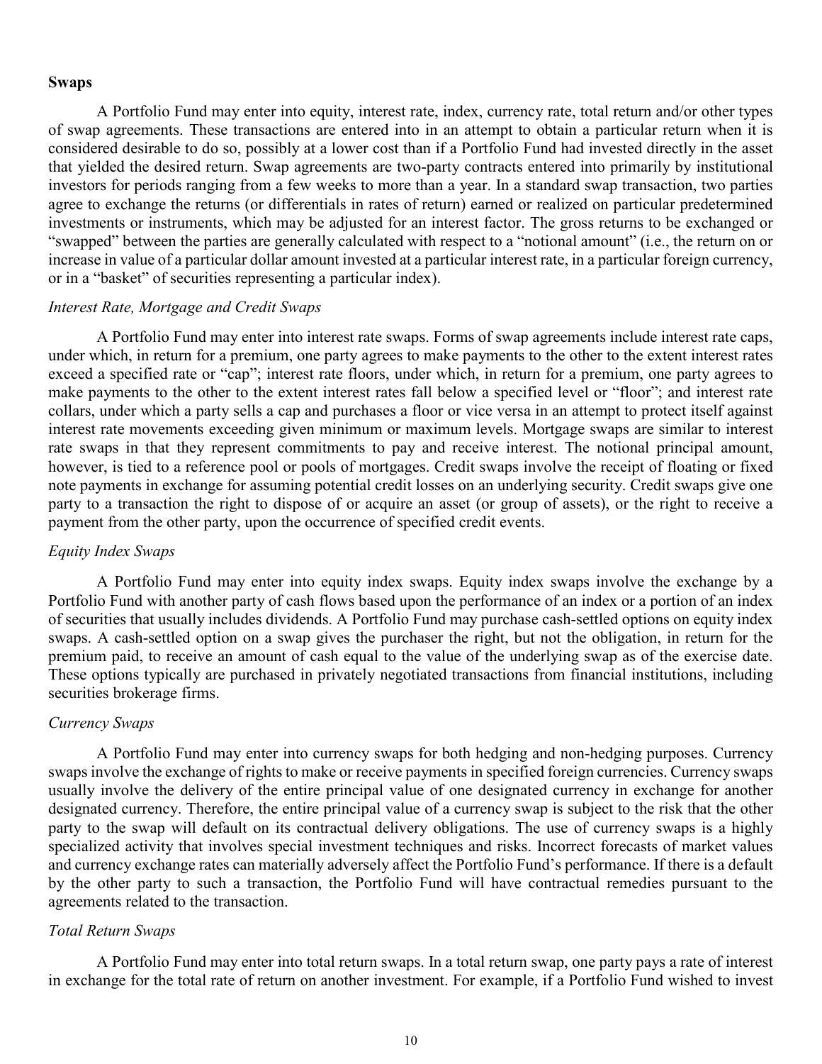## Swaps

A Portfolio Fund may enter into equity, interest rate, index, currency rate, total return and/or other types of swap agreements. These transactions are entered into in an attempt to obtain a particular return when it is considered desirable to do so, possibly at a lower cost than if a Portfolio Fund had invested directly in the asset that yielded the desired return. Swap agreements are two-party contracts entered into primarily by institutional investors for periods ranging from a few weeks to more than a year. In a standard swap transaction, two parties agree to exchange the returns (or differentials in rates of return) earned or realized on particular predetermined investments or instruments, which may be adjusted for an interest factor. The gross returns to be exchanged or "swapped" between the parties are generally calculated with respect to a "notional amount" (i.e., the return on or increase in value of a particular dollar amount invested at a particular interest rate, in a particular foreign currency, or in a "basket" of securities representing a particular index).

### *Interest Rate, Mortgage and Credit Swaps*

A Portfolio Fund may enter into interest rate swaps. Forms of swap agreements include interest rate caps, under which, in return for a premium, one party agrees to make payments to the other to the extent interest rates exceed a specified rate or "cap"; interest rate floors, under which, in return for a premium, one party agrees to make payments to the other to the extent interest rates fall below a specified level or "floor"; and interest rate collars, under which a party sells a cap and purchases a floor or vice versa in an attempt to protect itself against interest rate movements exceeding given minimum or maximum levels. Mortgage swaps are similar to interest rate swaps in that they represent commitments to pay and receive interest. The notional principal amount, however, is tied to a reference pool or pools of mortgages. Credit swaps involve the receipt of floating or fixed note payments in exchange for assuming potential credit losses on an underlying security. Credit swaps give one party to a transaction the right to dispose of or acquire an asset (or group of assets), or the right to receive a payment from the other party, upon the occurrence of specified credit events.

### *Equity Index Swaps*

A Portfolio Fund may enter into equity index swaps. Equity index swaps involve the exchange by a Portfolio Fund with another party of cash flows based upon the performance of an index or a portion of an index of securities that usually includes dividends. A Portfolio Fund may purchase cash-settled options on equity index swaps. A cash-settled option on a swap gives the purchaser the right, but not the obligation, in return for the premium paid, to receive an amount of cash equal to the value of the underlying swap as of the exercise date. These options typically are purchased in privately negotiated transactions from financial institutions, including securities brokerage firms.

### *Currency Swaps*

A Portfolio Fund may enter into currency swaps for both hedging and non-hedging purposes. Currency swaps involve the exchange of rights to make or receive payments in specified foreign currencies. Currency swaps usually involve the delivery of the entire principal value of one designated currency in exchange for another designated currency. Therefore, the entire principal value of a currency swap is subject to the risk that the other party to the swap will default on its contractual delivery obligations. The use of currency swaps is a highly specialized activity that involves special investment techniques and risks. Incorrect forecasts of market values and currency exchange rates can materially adversely affect the Portfolio Fund's performance. If there is a default by the other party to such a transaction, the Portfolio Fund will have contractual remedies pursuant to the agreements related to the transaction.

### *Total Return Swaps*

A Portfolio Fund may enter into total return swaps. In a total return swap, one party pays a rate of interest in exchange for the total rate of return on another investment. For example, if a Portfolio Fund wished to invest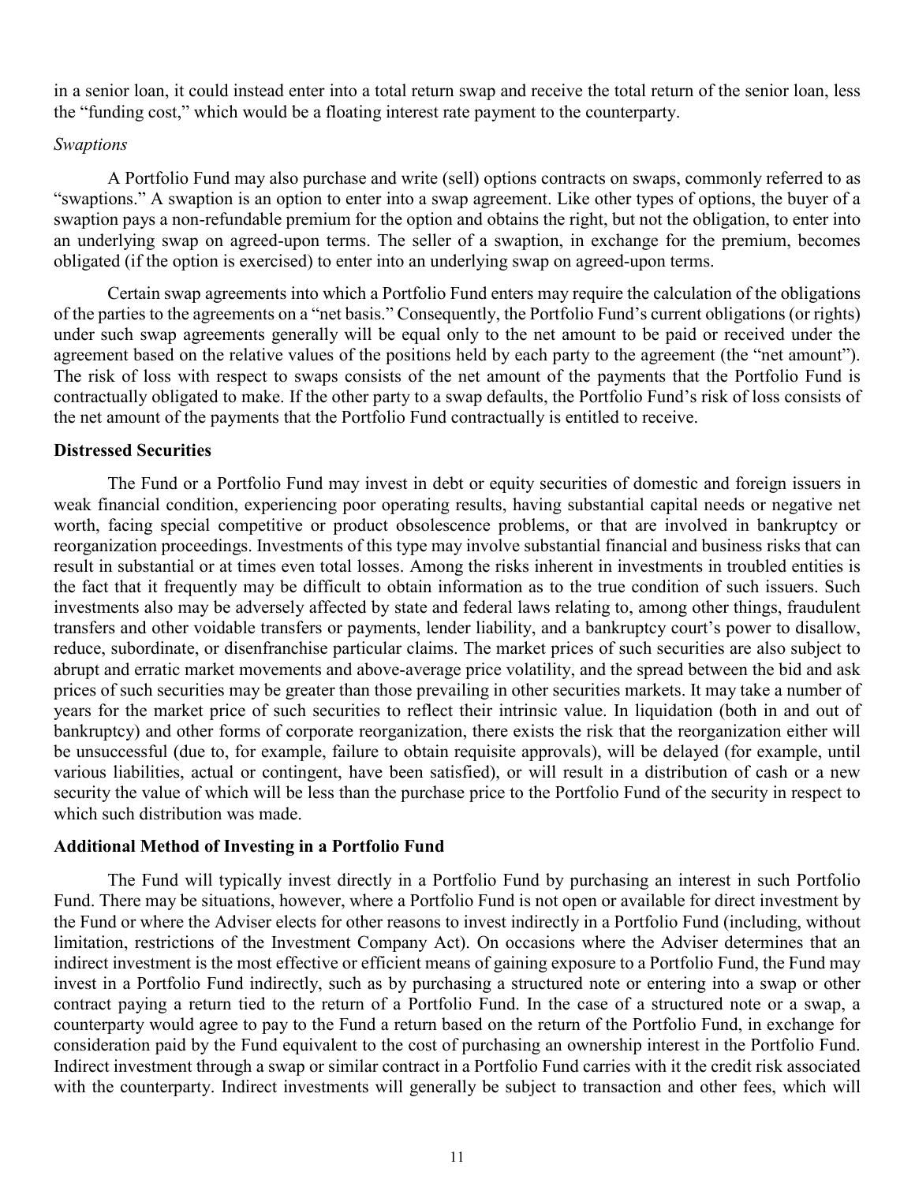in a senior loan, it could instead enter into a total return swap and receive the total return of the senior loan, less the "funding cost," which would be a floating interest rate payment to the counterparty.

*Swaptions*

A Portfolio Fund may also purchase and write (sell) options contracts on swaps, commonly referred to as "swaptions." A swaption is an option to enter into a swap agreement. Like other types of options, the buyer of a swaption pays a non-refundable premium for the option and obtains the right, but not the obligation, to enter into an underlying swap on agreed-upon terms. The seller of a swaption, in exchange for the premium, becomes obligated (if the option is exercised) to enter into an underlying swap on agreed-upon terms.

Certain swap agreements into which a Portfolio Fund enters may require the calculation of the obligations of the parties to the agreements on a "net basis." Consequently, the Portfolio Fund's current obligations (or rights) under such swap agreements generally will be equal only to the net amount to be paid or received under the agreement based on the relative values of the positions held by each party to the agreement (the "net amount"). The risk of loss with respect to swaps consists of the net amount of the payments that the Portfolio Fund is contractually obligated to make. If the other party to a swap defaults, the Portfolio Fund's risk of loss consists of the net amount of the payments that the Portfolio Fund contractually is entitled to receive.

**Distressed Securities**

The Fund or a Portfolio Fund may invest in debt or equity securities of domestic and foreign issuers in weak financial condition, experiencing poor operating results, having substantial capital needs or negative net worth, facing special competitive or product obsolescence problems, or that are involved in bankruptcy or reorganization proceedings. Investments of this type may involve substantial financial and business risks that can result in substantial or at times even total losses. Among the risks inherent in investments in troubled entities is the fact that it frequently may be difficult to obtain information as to the true condition of such issuers. Such investments also may be adversely affected by state and federal laws relating to, among other things, fraudulent transfers and other voidable transfers or payments, lender liability, and a bankruptcy court's power to disallow, reduce, subordinate, or disenfranchise particular claims. The market prices of such securities are also subject to abrupt and erratic market movements and above-average price volatility, and the spread between the bid and ask prices of such securities may be greater than those prevailing in other securities markets. It may take a number of years for the market price of such securities to reflect their intrinsic value. In liquidation (both in and out of bankruptcy) and other forms of corporate reorganization, there exists the risk that the reorganization either will be unsuccessful (due to, for example, failure to obtain requisite approvals), will be delayed (for example, until various liabilities, actual or contingent, have been satisfied), or will result in a distribution of cash or a new security the value of which will be less than the purchase price to the Portfolio Fund of the security in respect to which such distribution was made.

**Additional Method of Investing in a Portfolio Fund**

The Fund will typically invest directly in a Portfolio Fund by purchasing an interest in such Portfolio Fund. There may be situations, however, where a Portfolio Fund is not open or available for direct investment by the Fund or where the Adviser elects for other reasons to invest indirectly in a Portfolio Fund (including, without limitation, restrictions of the Investment Company Act). On occasions where the Adviser determines that an indirect investment is the most effective or efficient means of gaining exposure to a Portfolio Fund, the Fund may invest in a Portfolio Fund indirectly, such as by purchasing a structured note or entering into a swap or other contract paying a return tied to the return of a Portfolio Fund. In the case of a structured note or a swap, a counterparty would agree to pay to the Fund a return based on the return of the Portfolio Fund, in exchange for consideration paid by the Fund equivalent to the cost of purchasing an ownership interest in the Portfolio Fund. Indirect investment through a swap or similar contract in a Portfolio Fund carries with it the credit risk associated with the counterparty. Indirect investments will generally be subject to transaction and other fees, which will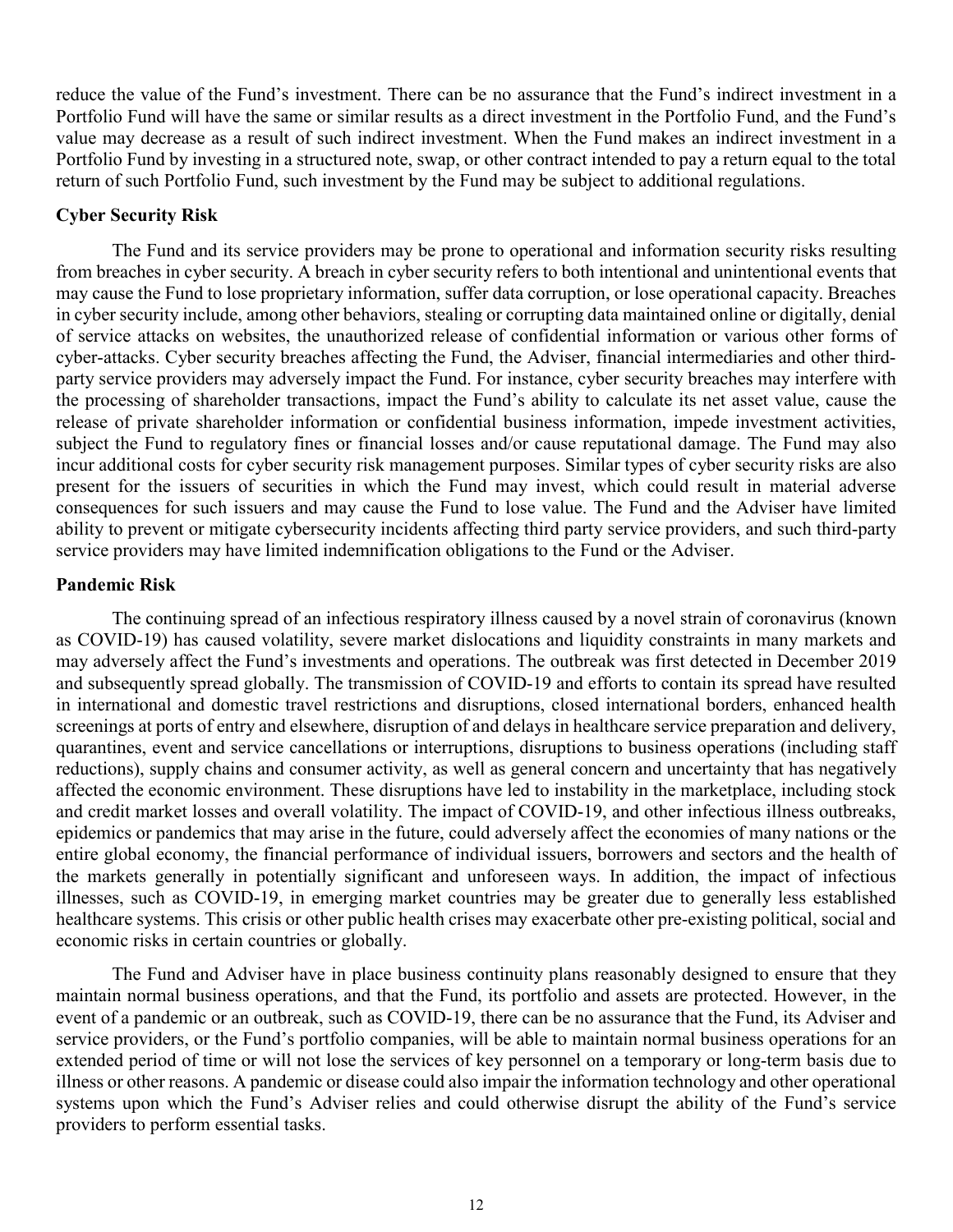reduce the value of the Fund's investment. There can be no assurance that the Fund's indirect investment in a Portfolio Fund will have the same or similar results as a direct investment in the Portfolio Fund, and the Fund's value may decrease as a result of such indirect investment. When the Fund makes an indirect investment in a Portfolio Fund by investing in a structured note, swap, or other contract intended to pay a return equal to the total return of such Portfolio Fund, such investment by the Fund may be subject to additional regulations.

**Cyber Security Risk**

The Fund and its service providers may be prone to operational and information security risks resulting from breaches in cyber security. A breach in cyber security refers to both intentional and unintentional events that may cause the Fund to lose proprietary information, suffer data corruption, or lose operational capacity. Breaches in cyber security include, among other behaviors, stealing or corrupting data maintained online or digitally, denial of service attacks on websites, the unauthorized release of confidential information or various other forms of cyber-attacks. Cyber security breaches affecting the Fund, the Adviser, financial intermediaries and other third-party service providers may adversely impact the Fund. For instance, cyber security breaches may interfere with the processing of shareholder transactions, impact the Fund's ability to calculate its net asset value, cause the release of private shareholder information or confidential business information, impede investment activities, subject the Fund to regulatory fines or financial losses and/or cause reputational damage. The Fund may also incur additional costs for cyber security risk management purposes. Similar types of cyber security risks are also present for the issuers of securities in which the Fund may invest, which could result in material adverse consequences for such issuers and may cause the Fund to lose value. The Fund and the Adviser have limited ability to prevent or mitigate cybersecurity incidents affecting third party service providers, and such third-party service providers may have limited indemnification obligations to the Fund or the Adviser.

**Pandemic Risk**

The continuing spread of an infectious respiratory illness caused by a novel strain of coronavirus (known as COVID-19) has caused volatility, severe market dislocations and liquidity constraints in many markets and may adversely affect the Fund's investments and operations. The outbreak was first detected in December 2019 and subsequently spread globally. The transmission of COVID-19 and efforts to contain its spread have resulted in international and domestic travel restrictions and disruptions, closed international borders, enhanced health screenings at ports of entry and elsewhere, disruption of and delays in healthcare service preparation and delivery, quarantines, event and service cancellations or interruptions, disruptions to business operations (including staff reductions), supply chains and consumer activity, as well as general concern and uncertainty that has negatively affected the economic environment. These disruptions have led to instability in the marketplace, including stock and credit market losses and overall volatility. The impact of COVID-19, and other infectious illness outbreaks, epidemics or pandemics that may arise in the future, could adversely affect the economies of many nations or the entire global economy, the financial performance of individual issuers, borrowers and sectors and the health of the markets generally in potentially significant and unforeseen ways. In addition, the impact of infectious illnesses, such as COVID-19, in emerging market countries may be greater due to generally less established healthcare systems. This crisis or other public health crises may exacerbate other pre-existing political, social and economic risks in certain countries or globally.

The Fund and Adviser have in place business continuity plans reasonably designed to ensure that they maintain normal business operations, and that the Fund, its portfolio and assets are protected. However, in the event of a pandemic or an outbreak, such as COVID-19, there can be no assurance that the Fund, its Adviser and service providers, or the Fund's portfolio companies, will be able to maintain normal business operations for an extended period of time or will not lose the services of key personnel on a temporary or long-term basis due to illness or other reasons. A pandemic or disease could also impair the information technology and other operational systems upon which the Fund's Adviser relies and could otherwise disrupt the ability of the Fund's service providers to perform essential tasks.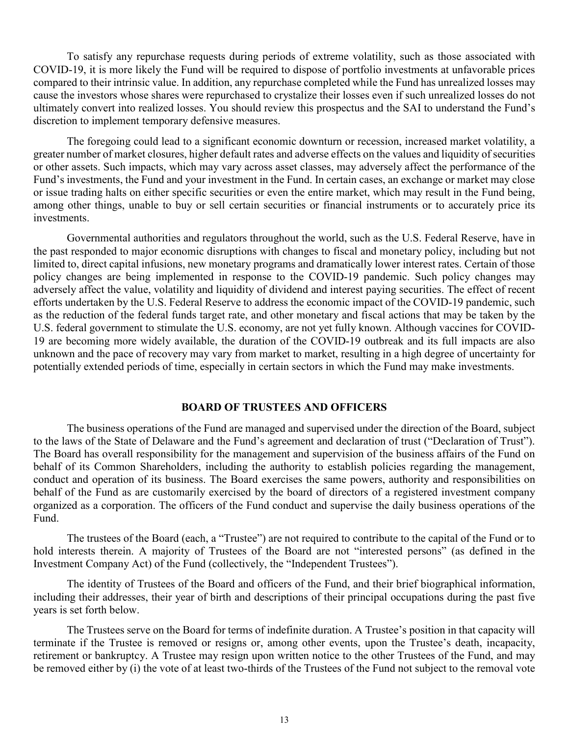To satisfy any repurchase requests during periods of extreme volatility, such as those associated with COVID-19, it is more likely the Fund will be required to dispose of portfolio investments at unfavorable prices compared to their intrinsic value. In addition, any repurchase completed while the Fund has unrealized losses may cause the investors whose shares were repurchased to crystalize their losses even if such unrealized losses do not ultimately convert into realized losses. You should review this prospectus and the SAI to understand the Fund's discretion to implement temporary defensive measures.

The foregoing could lead to a significant economic downturn or recession, increased market volatility, a greater number of market closures, higher default rates and adverse effects on the values and liquidity of securities or other assets. Such impacts, which may vary across asset classes, may adversely affect the performance of the Fund's investments, the Fund and your investment in the Fund. In certain cases, an exchange or market may close or issue trading halts on either specific securities or even the entire market, which may result in the Fund being, among other things, unable to buy or sell certain securities or financial instruments or to accurately price its investments.

Governmental authorities and regulators throughout the world, such as the U.S. Federal Reserve, have in the past responded to major economic disruptions with changes to fiscal and monetary policy, including but not limited to, direct capital infusions, new monetary programs and dramatically lower interest rates. Certain of those policy changes are being implemented in response to the COVID-19 pandemic. Such policy changes may adversely affect the value, volatility and liquidity of dividend and interest paying securities. The effect of recent efforts undertaken by the U.S. Federal Reserve to address the economic impact of the COVID-19 pandemic, such as the reduction of the federal funds target rate, and other monetary and fiscal actions that may be taken by the U.S. federal government to stimulate the U.S. economy, are not yet fully known. Although vaccines for COVID-19 are becoming more widely available, the duration of the COVID-19 outbreak and its full impacts are also unknown and the pace of recovery may vary from market to market, resulting in a high degree of uncertainty for potentially extended periods of time, especially in certain sectors in which the Fund may make investments.

## BOARD OF TRUSTEES AND OFFICERS

The business operations of the Fund are managed and supervised under the direction of the Board, subject to the laws of the State of Delaware and the Fund's agreement and declaration of trust ("Declaration of Trust"). The Board has overall responsibility for the management and supervision of the business affairs of the Fund on behalf of its Common Shareholders, including the authority to establish policies regarding the management, conduct and operation of its business. The Board exercises the same powers, authority and responsibilities on behalf of the Fund as are customarily exercised by the board of directors of a registered investment company organized as a corporation. The officers of the Fund conduct and supervise the daily business operations of the Fund.

The trustees of the Board (each, a "Trustee") are not required to contribute to the capital of the Fund or to hold interests therein. A majority of Trustees of the Board are not "interested persons" (as defined in the Investment Company Act) of the Fund (collectively, the "Independent Trustees").

The identity of Trustees of the Board and officers of the Fund, and their brief biographical information, including their addresses, their year of birth and descriptions of their principal occupations during the past five years is set forth below.

The Trustees serve on the Board for terms of indefinite duration. A Trustee's position in that capacity will terminate if the Trustee is removed or resigns or, among other events, upon the Trustee's death, incapacity, retirement or bankruptcy. A Trustee may resign upon written notice to the other Trustees of the Fund, and may be removed either by (i) the vote of at least two-thirds of the Trustees of the Fund not subject to the removal vote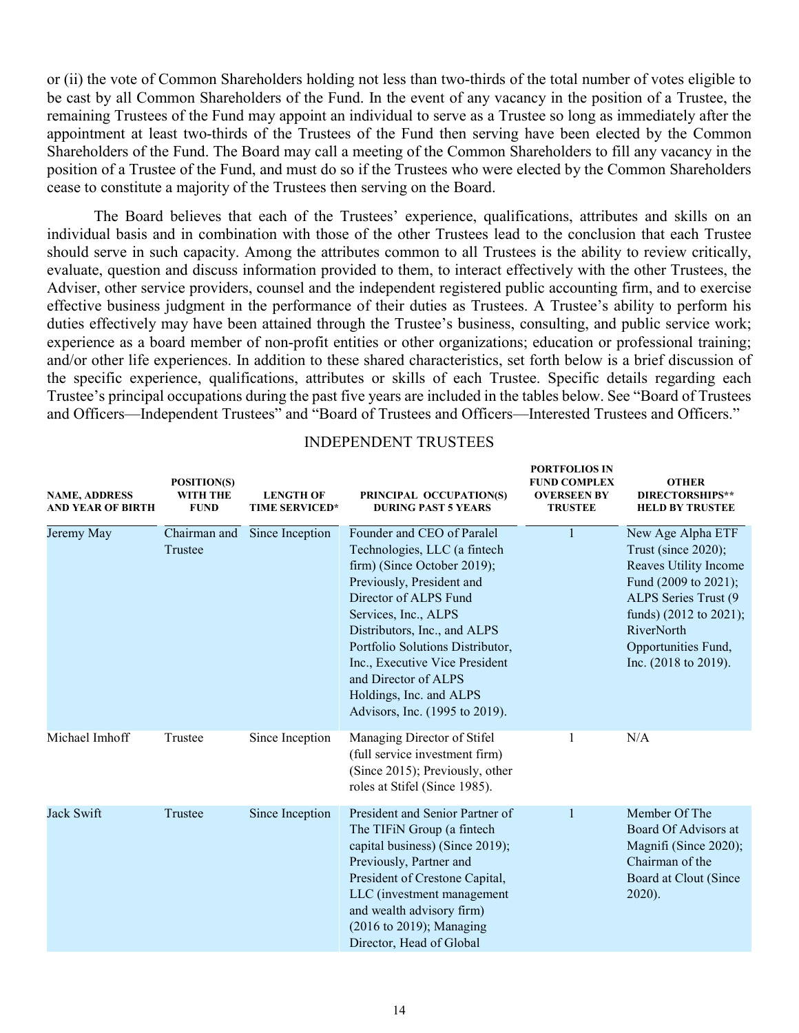or (ii) the vote of Common Shareholders holding not less than two-thirds of the total number of votes eligible to be cast by all Common Shareholders of the Fund. In the event of any vacancy in the position of a Trustee, the remaining Trustees of the Fund may appoint an individual to serve as a Trustee so long as immediately after the appointment at least two-thirds of the Trustees of the Fund then serving have been elected by the Common Shareholders of the Fund. The Board may call a meeting of the Common Shareholders to fill any vacancy in the position of a Trustee of the Fund, and must do so if the Trustees who were elected by the Common Shareholders cease to constitute a majority of the Trustees then serving on the Board.

The Board believes that each of the Trustees' experience, qualifications, attributes and skills on an individual basis and in combination with those of the other Trustees lead to the conclusion that each Trustee should serve in such capacity. Among the attributes common to all Trustees is the ability to review critically, evaluate, question and discuss information provided to them, to interact effectively with the other Trustees, the Adviser, other service providers, counsel and the independent registered public accounting firm, and to exercise effective business judgment in the performance of their duties as Trustees. A Trustee's ability to perform his duties effectively may have been attained through the Trustee's business, consulting, and public service work; experience as a board member of non-profit entities or other organizations; education or professional training; and/or other life experiences. In addition to these shared characteristics, set forth below is a brief discussion of the specific experience, qualifications, attributes or skills of each Trustee. Specific details regarding each Trustee's principal occupations during the past five years are included in the tables below. See "Board of Trustees and Officers—Independent Trustees" and "Board of Trustees and Officers—Interested Trustees and Officers."

INDEPENDENT TRUSTEES

| NAME, ADDRESS AND YEAR OF BIRTH | POSITION(S) WITH THE FUND | LENGTH OF TIME SERVICED* | PRINCIPAL OCCUPATION(S) DURING PAST 5 YEARS | PORTFOLIOS IN FUND COMPLEX OVERSEEN BY TRUSTEE | OTHER DIRECTORSHIPS** HELD BY TRUSTEE |
|---|---|---|---|---|---|
| Jeremy May | Chairman and Trustee | Since Inception | Founder and CEO of Paralel Technologies, LLC (a fintech firm) (Since October 2019); Previously, President and Director of ALPS Fund Services, Inc., ALPS Distributors, Inc., and ALPS Portfolio Solutions Distributor, Inc., Executive Vice President and Director of ALPS Holdings, Inc. and ALPS Advisors, Inc. (1995 to 2019). | 1 | New Age Alpha ETF Trust (since 2020); Reaves Utility Income Fund (2009 to 2021); ALPS Series Trust (9 funds) (2012 to 2021); RiverNorth Opportunities Fund, Inc. (2018 to 2019). |
| Michael Imhoff | Trustee | Since Inception | Managing Director of Stifel (full service investment firm) (Since 2015); Previously, other roles at Stifel (Since 1985). | 1 | N/A |
| Jack Swift | Trustee | Since Inception | President and Senior Partner of The TIFiN Group (a fintech capital business) (Since 2019); Previously, Partner and President of Crestone Capital, LLC (investment management and wealth advisory firm) (2016 to 2019); Managing Director, Head of Global | 1 | Member Of The Board Of Advisors at Magnifi (Since 2020); Chairman of the Board at Clout (Since 2020). |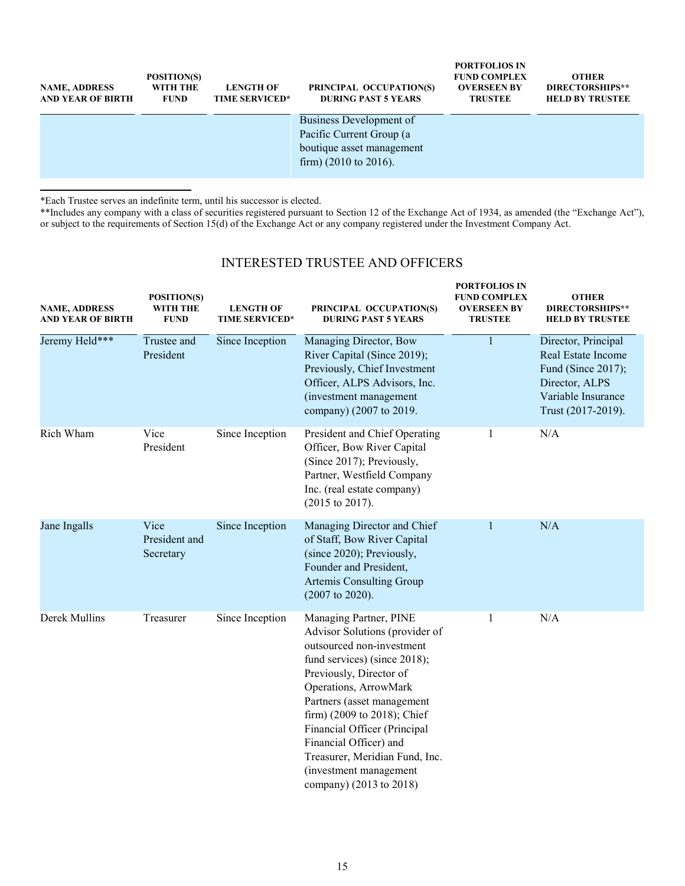| NAME, ADDRESS AND YEAR OF BIRTH | POSITION(S) WITH THE FUND | LENGTH OF TIME SERVICED* | PRINCIPAL OCCUPATION(S) DURING PAST 5 YEARS | PORTFOLIOS IN FUND COMPLEX OVERSEEN BY TRUSTEE | OTHER DIRECTORSHIPS** HELD BY TRUSTEE |
|---|---|---|---|---|---|
| | | | Business Development of Pacific Current Group (a boutique asset management firm) (2010 to 2016). | | |

*Each Trustee serves an indefinite term, until his successor is elected.

**Includes any company with a class of securities registered pursuant to Section 12 of the Exchange Act of 1934, as amended (the "Exchange Act"), or subject to the requirements of Section 15(d) of the Exchange Act or any company registered under the Investment Company Act.

## INTERESTED TRUSTEE AND OFFICERS

| NAME, ADDRESS AND YEAR OF BIRTH | POSITION(S) WITH THE FUND | LENGTH OF TIME SERVICED* | PRINCIPAL OCCUPATION(S) DURING PAST 5 YEARS | PORTFOLIOS IN FUND COMPLEX OVERSEEN BY TRUSTEE | OTHER DIRECTORSHIPS** HELD BY TRUSTEE |
|---|---|---|---|---|---|
| Jeremy Held*** | Trustee and President | Since Inception | Managing Director, Bow River Capital (Since 2019); Previously, Chief Investment Officer, ALPS Advisors, Inc. (investment management company) (2007 to 2019. | 1 | Director, Principal Real Estate Income Fund (Since 2017); Director, ALPS Variable Insurance Trust (2017-2019). |
| Rich Wham | Vice President | Since Inception | President and Chief Operating Officer, Bow River Capital (Since 2017); Previously, Partner, Westfield Company Inc. (real estate company) (2015 to 2017). | 1 | N/A |
| Jane Ingalls | Vice President and Secretary | Since Inception | Managing Director and Chief of Staff, Bow River Capital (since 2020); Previously, Founder and President, Artemis Consulting Group (2007 to 2020). | 1 | N/A |
| Derek Mullins | Treasurer | Since Inception | Managing Partner, PINE Advisor Solutions (provider of outsourced non-investment fund services) (since 2018); Previously, Director of Operations, ArrowMark Partners (asset management firm) (2009 to 2018); Chief Financial Officer (Principal Financial Officer) and Treasurer, Meridian Fund, Inc. (investment management company) (2013 to 2018) | 1 | N/A |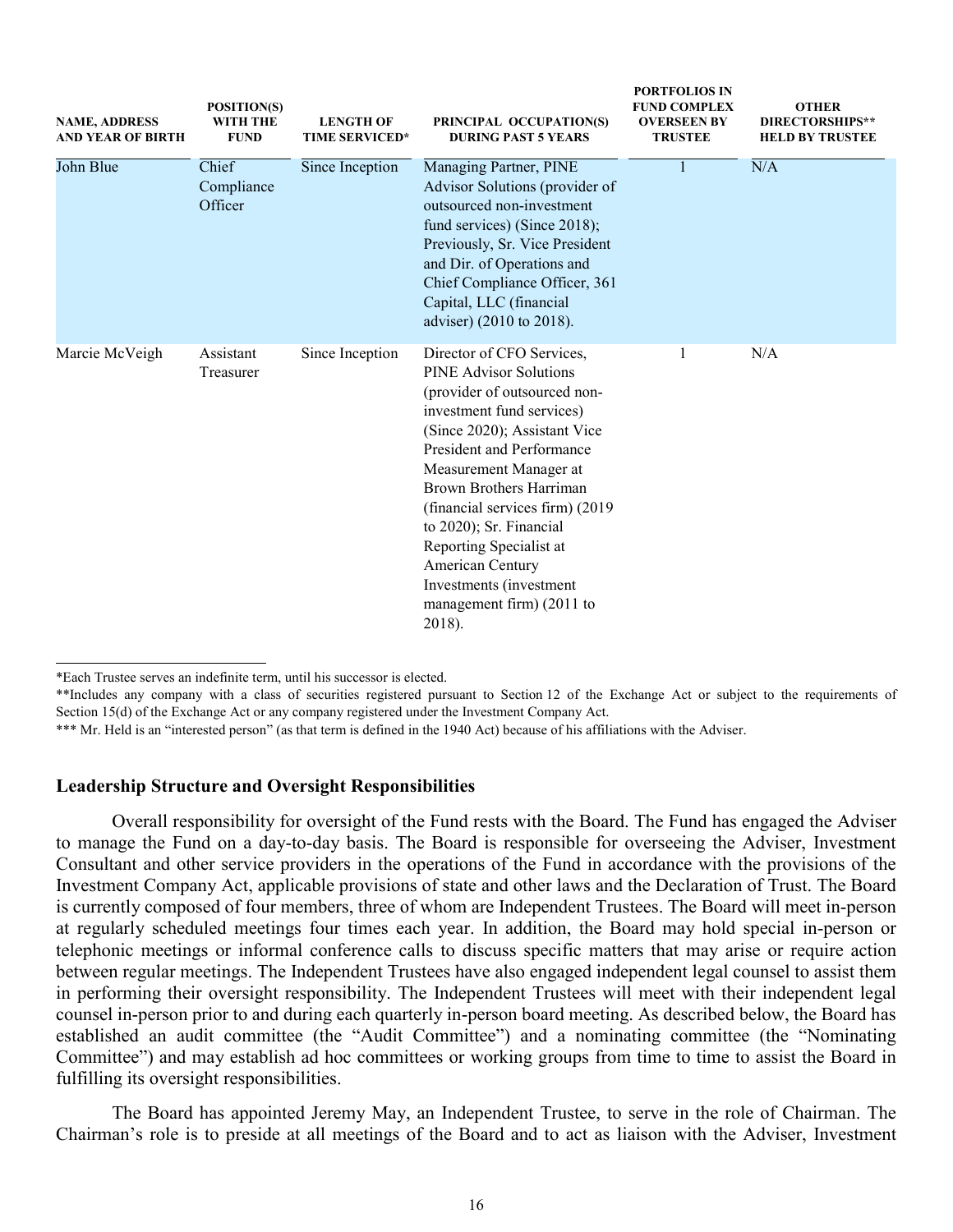| NAME, ADDRESS AND YEAR OF BIRTH | POSITION(S) WITH THE FUND | LENGTH OF TIME SERVICED* | PRINCIPAL OCCUPATION(S) DURING PAST 5 YEARS | PORTFOLIOS IN FUND COMPLEX OVERSEEN BY TRUSTEE | OTHER DIRECTORSHIPS** HELD BY TRUSTEE |
|---|---|---|---|---|---|
| John Blue | Chief Compliance Officer | Since Inception | Managing Partner, PINE Advisor Solutions (provider of outsourced non-investment fund services) (Since 2018); Previously, Sr. Vice President and Dir. of Operations and Chief Compliance Officer, 361 Capital, LLC (financial adviser) (2010 to 2018). | 1 | N/A |
| Marcie McVeigh | Assistant Treasurer | Since Inception | Director of CFO Services, PINE Advisor Solutions (provider of outsourced non-investment fund services) (Since 2020); Assistant Vice President and Performance Measurement Manager at Brown Brothers Harriman (financial services firm) (2019 to 2020); Sr. Financial Reporting Specialist at American Century Investments (investment management firm) (2011 to 2018). | 1 | N/A |

*Each Trustee serves an indefinite term, until his successor is elected.

**Includes any company with a class of securities registered pursuant to Section 12 of the Exchange Act or subject to the requirements of Section 15(d) of the Exchange Act or any company registered under the Investment Company Act.

*** Mr. Held is an "interested person" (as that term is defined in the 1940 Act) because of his affiliations with the Adviser.

## Leadership Structure and Oversight Responsibilities

Overall responsibility for oversight of the Fund rests with the Board. The Fund has engaged the Adviser to manage the Fund on a day-to-day basis. The Board is responsible for overseeing the Adviser, Investment Consultant and other service providers in the operations of the Fund in accordance with the provisions of the Investment Company Act, applicable provisions of state and other laws and the Declaration of Trust. The Board is currently composed of four members, three of whom are Independent Trustees. The Board will meet in-person at regularly scheduled meetings four times each year. In addition, the Board may hold special in-person or telephonic meetings or informal conference calls to discuss specific matters that may arise or require action between regular meetings. The Independent Trustees have also engaged independent legal counsel to assist them in performing their oversight responsibility. The Independent Trustees will meet with their independent legal counsel in-person prior to and during each quarterly in-person board meeting. As described below, the Board has established an audit committee (the "Audit Committee") and a nominating committee (the "Nominating Committee") and may establish ad hoc committees or working groups from time to time to assist the Board in fulfilling its oversight responsibilities.

The Board has appointed Jeremy May, an Independent Trustee, to serve in the role of Chairman. The Chairman's role is to preside at all meetings of the Board and to act as liaison with the Adviser, Investment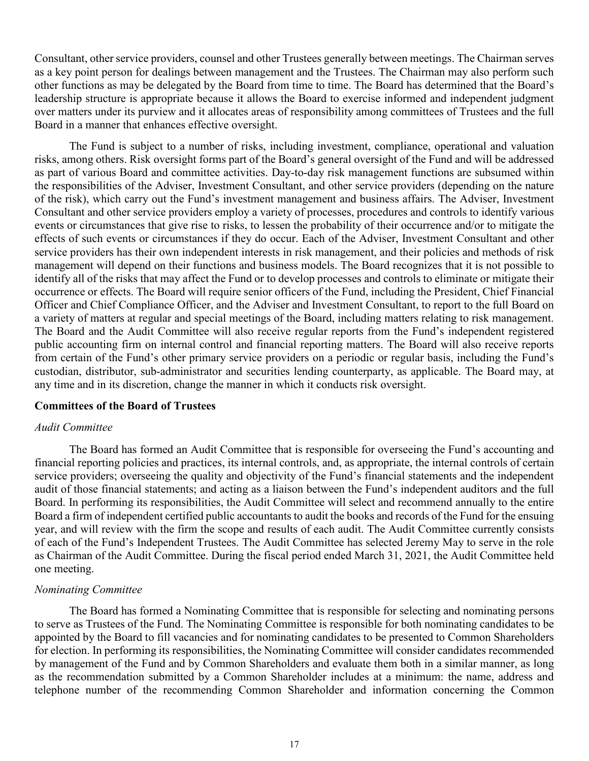Consultant, other service providers, counsel and other Trustees generally between meetings. The Chairman serves as a key point person for dealings between management and the Trustees. The Chairman may also perform such other functions as may be delegated by the Board from time to time. The Board has determined that the Board's leadership structure is appropriate because it allows the Board to exercise informed and independent judgment over matters under its purview and it allocates areas of responsibility among committees of Trustees and the full Board in a manner that enhances effective oversight.

The Fund is subject to a number of risks, including investment, compliance, operational and valuation risks, among others. Risk oversight forms part of the Board's general oversight of the Fund and will be addressed as part of various Board and committee activities. Day-to-day risk management functions are subsumed within the responsibilities of the Adviser, Investment Consultant, and other service providers (depending on the nature of the risk), which carry out the Fund's investment management and business affairs. The Adviser, Investment Consultant and other service providers employ a variety of processes, procedures and controls to identify various events or circumstances that give rise to risks, to lessen the probability of their occurrence and/or to mitigate the effects of such events or circumstances if they do occur. Each of the Adviser, Investment Consultant and other service providers has their own independent interests in risk management, and their policies and methods of risk management will depend on their functions and business models. The Board recognizes that it is not possible to identify all of the risks that may affect the Fund or to develop processes and controls to eliminate or mitigate their occurrence or effects. The Board will require senior officers of the Fund, including the President, Chief Financial Officer and Chief Compliance Officer, and the Adviser and Investment Consultant, to report to the full Board on a variety of matters at regular and special meetings of the Board, including matters relating to risk management. The Board and the Audit Committee will also receive regular reports from the Fund's independent registered public accounting firm on internal control and financial reporting matters. The Board will also receive reports from certain of the Fund's other primary service providers on a periodic or regular basis, including the Fund's custodian, distributor, sub-administrator and securities lending counterparty, as applicable. The Board may, at any time and in its discretion, change the manner in which it conducts risk oversight.

## Committees of the Board of Trustees

### *Audit Committee*

The Board has formed an Audit Committee that is responsible for overseeing the Fund's accounting and financial reporting policies and practices, its internal controls, and, as appropriate, the internal controls of certain service providers; overseeing the quality and objectivity of the Fund's financial statements and the independent audit of those financial statements; and acting as a liaison between the Fund's independent auditors and the full Board. In performing its responsibilities, the Audit Committee will select and recommend annually to the entire Board a firm of independent certified public accountants to audit the books and records of the Fund for the ensuing year, and will review with the firm the scope and results of each audit. The Audit Committee currently consists of each of the Fund's Independent Trustees. The Audit Committee has selected Jeremy May to serve in the role as Chairman of the Audit Committee. During the fiscal period ended March 31, 2021, the Audit Committee held one meeting.

### *Nominating Committee*

The Board has formed a Nominating Committee that is responsible for selecting and nominating persons to serve as Trustees of the Fund. The Nominating Committee is responsible for both nominating candidates to be appointed by the Board to fill vacancies and for nominating candidates to be presented to Common Shareholders for election. In performing its responsibilities, the Nominating Committee will consider candidates recommended by management of the Fund and by Common Shareholders and evaluate them both in a similar manner, as long as the recommendation submitted by a Common Shareholder includes at a minimum: the name, address and telephone number of the recommending Common Shareholder and information concerning the Common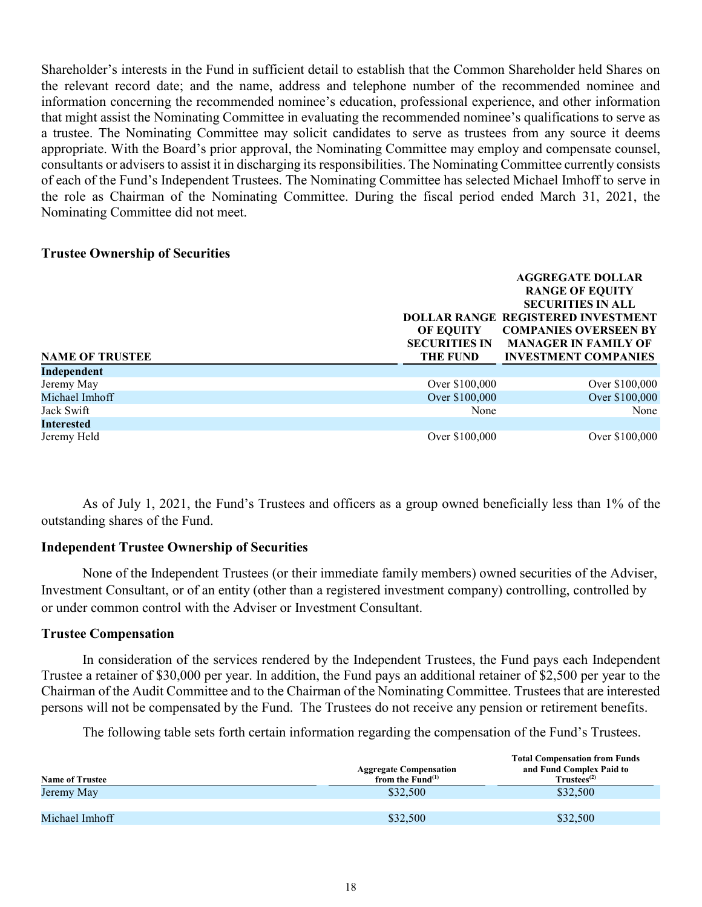Shareholder's interests in the Fund in sufficient detail to establish that the Common Shareholder held Shares on the relevant record date; and the name, address and telephone number of the recommended nominee and information concerning the recommended nominee's education, professional experience, and other information that might assist the Nominating Committee in evaluating the recommended nominee's qualifications to serve as a trustee. The Nominating Committee may solicit candidates to serve as trustees from any source it deems appropriate. With the Board's prior approval, the Nominating Committee may employ and compensate counsel, consultants or advisers to assist it in discharging its responsibilities. The Nominating Committee currently consists of each of the Fund's Independent Trustees. The Nominating Committee has selected Michael Imhoff to serve in the role as Chairman of the Nominating Committee. During the fiscal period ended March 31, 2021, the Nominating Committee did not meet.

### Trustee Ownership of Securities

| NAME OF TRUSTEE | DOLLAR RANGE OF EQUITY SECURITIES IN THE FUND | AGGREGATE DOLLAR RANGE OF EQUITY SECURITIES IN ALL REGISTERED INVESTMENT COMPANIES OVERSEEN BY MANAGER IN FAMILY OF INVESTMENT COMPANIES |
|---|---|---|
| **Independent** | | |
| Jeremy May | Over $100,000 | Over $100,000 |
| Michael Imhoff | Over $100,000 | Over $100,000 |
| Jack Swift | None | None |
| **Interested** | | |
| Jeremy Held | Over $100,000 | Over $100,000 |

As of July 1, 2021, the Fund's Trustees and officers as a group owned beneficially less than 1% of the outstanding shares of the Fund.

### Independent Trustee Ownership of Securities

None of the Independent Trustees (or their immediate family members) owned securities of the Adviser, Investment Consultant, or of an entity (other than a registered investment company) controlling, controlled by or under common control with the Adviser or Investment Consultant.

### Trustee Compensation

In consideration of the services rendered by the Independent Trustees, the Fund pays each Independent Trustee a retainer of $30,000 per year. In addition, the Fund pays an additional retainer of $2,500 per year to the Chairman of the Audit Committee and to the Chairman of the Nominating Committee. Trustees that are interested persons will not be compensated by the Fund. The Trustees do not receive any pension or retirement benefits.

The following table sets forth certain information regarding the compensation of the Fund's Trustees.

| Name of Trustee | Aggregate Compensation from the Fund[(1)] | Total Compensation from Funds and Fund Complex Paid to Trustees[(2)] |
|---|---|---|
| Jeremy May | $32,500 | $32,500 |
| Michael Imhoff | $32,500 | $32,500 |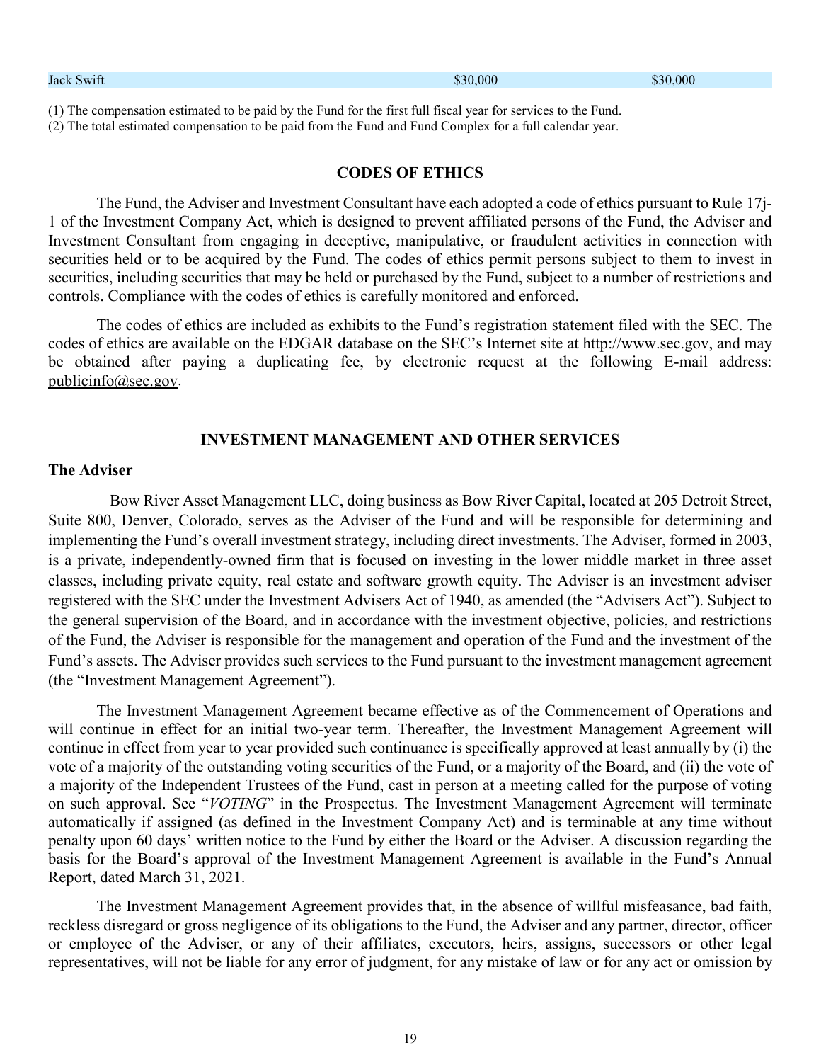| Jack Swift | $30,000 | $30,000 |
|---|---|---|

(1) The compensation estimated to be paid by the Fund for the first full fiscal year for services to the Fund.
(2) The total estimated compensation to be paid from the Fund and Fund Complex for a full calendar year.

## CODES OF ETHICS

The Fund, the Adviser and Investment Consultant have each adopted a code of ethics pursuant to Rule 17j-1 of the Investment Company Act, which is designed to prevent affiliated persons of the Fund, the Adviser and Investment Consultant from engaging in deceptive, manipulative, or fraudulent activities in connection with securities held or to be acquired by the Fund. The codes of ethics permit persons subject to them to invest in securities, including securities that may be held or purchased by the Fund, subject to a number of restrictions and controls. Compliance with the codes of ethics is carefully monitored and enforced.

The codes of ethics are included as exhibits to the Fund's registration statement filed with the SEC. The codes of ethics are available on the EDGAR database on the SEC's Internet site at http://www.sec.gov, and may be obtained after paying a duplicating fee, by electronic request at the following E-mail address: publicinfo@sec.gov.

## INVESTMENT MANAGEMENT AND OTHER SERVICES

### The Adviser

Bow River Asset Management LLC, doing business as Bow River Capital, located at 205 Detroit Street, Suite 800, Denver, Colorado, serves as the Adviser of the Fund and will be responsible for determining and implementing the Fund's overall investment strategy, including direct investments. The Adviser, formed in 2003, is a private, independently-owned firm that is focused on investing in the lower middle market in three asset classes, including private equity, real estate and software growth equity. The Adviser is an investment adviser registered with the SEC under the Investment Advisers Act of 1940, as amended (the "Advisers Act"). Subject to the general supervision of the Board, and in accordance with the investment objective, policies, and restrictions of the Fund, the Adviser is responsible for the management and operation of the Fund and the investment of the Fund's assets. The Adviser provides such services to the Fund pursuant to the investment management agreement (the "Investment Management Agreement").

The Investment Management Agreement became effective as of the Commencement of Operations and will continue in effect for an initial two-year term. Thereafter, the Investment Management Agreement will continue in effect from year to year provided such continuance is specifically approved at least annually by (i) the vote of a majority of the outstanding voting securities of the Fund, or a majority of the Board, and (ii) the vote of a majority of the Independent Trustees of the Fund, cast in person at a meeting called for the purpose of voting on such approval. See "*VOTING*" in the Prospectus. The Investment Management Agreement will terminate automatically if assigned (as defined in the Investment Company Act) and is terminable at any time without penalty upon 60 days' written notice to the Fund by either the Board or the Adviser. A discussion regarding the basis for the Board's approval of the Investment Management Agreement is available in the Fund's Annual Report, dated March 31, 2021.

The Investment Management Agreement provides that, in the absence of willful misfeasance, bad faith, reckless disregard or gross negligence of its obligations to the Fund, the Adviser and any partner, director, officer or employee of the Adviser, or any of their affiliates, executors, heirs, assigns, successors or other legal representatives, will not be liable for any error of judgment, for any mistake of law or for any act or omission by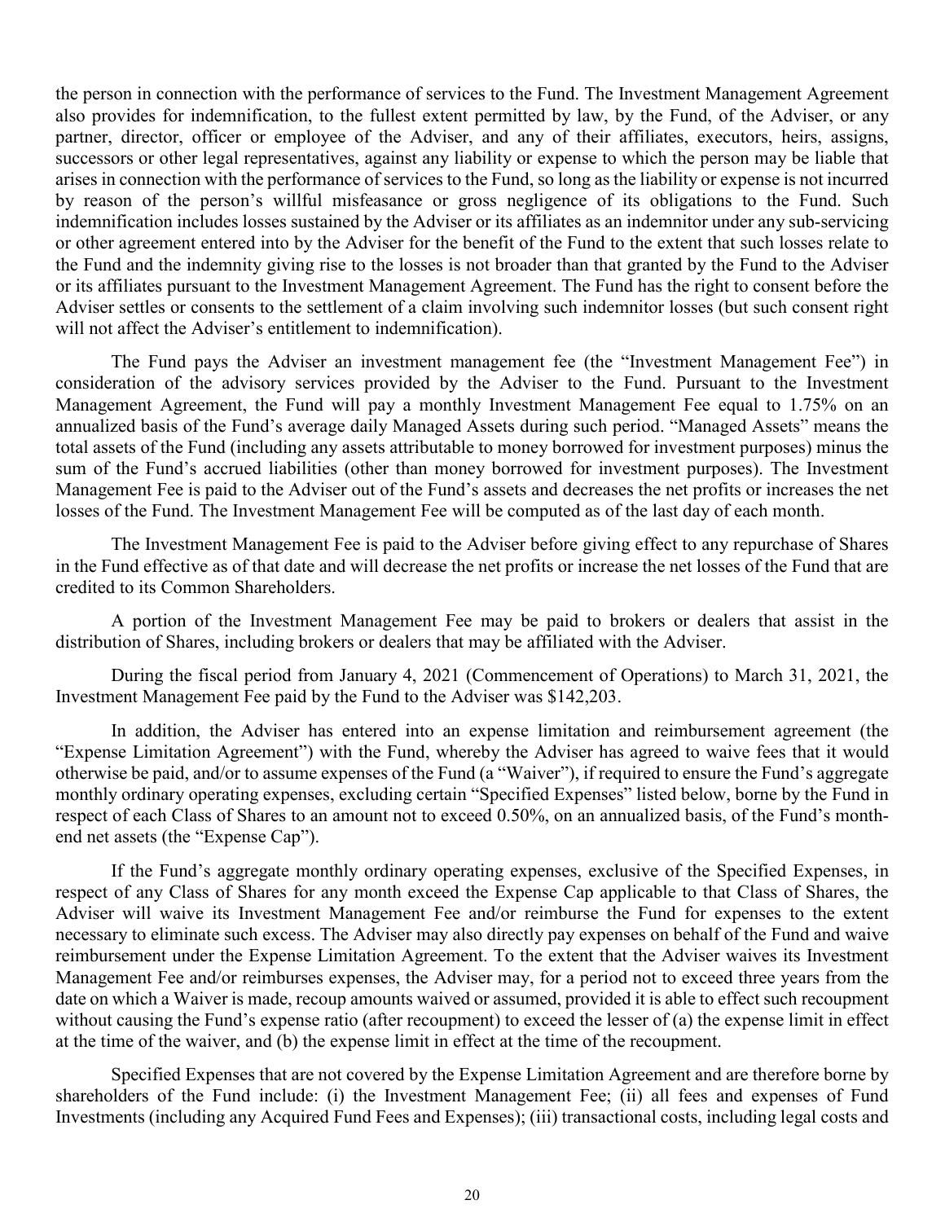the person in connection with the performance of services to the Fund. The Investment Management Agreement also provides for indemnification, to the fullest extent permitted by law, by the Fund, of the Adviser, or any partner, director, officer or employee of the Adviser, and any of their affiliates, executors, heirs, assigns, successors or other legal representatives, against any liability or expense to which the person may be liable that arises in connection with the performance of services to the Fund, so long as the liability or expense is not incurred by reason of the person's willful misfeasance or gross negligence of its obligations to the Fund. Such indemnification includes losses sustained by the Adviser or its affiliates as an indemnitor under any sub-servicing or other agreement entered into by the Adviser for the benefit of the Fund to the extent that such losses relate to the Fund and the indemnity giving rise to the losses is not broader than that granted by the Fund to the Adviser or its affiliates pursuant to the Investment Management Agreement. The Fund has the right to consent before the Adviser settles or consents to the settlement of a claim involving such indemnitor losses (but such consent right will not affect the Adviser's entitlement to indemnification).

The Fund pays the Adviser an investment management fee (the "Investment Management Fee") in consideration of the advisory services provided by the Adviser to the Fund. Pursuant to the Investment Management Agreement, the Fund will pay a monthly Investment Management Fee equal to 1.75% on an annualized basis of the Fund's average daily Managed Assets during such period. "Managed Assets" means the total assets of the Fund (including any assets attributable to money borrowed for investment purposes) minus the sum of the Fund's accrued liabilities (other than money borrowed for investment purposes). The Investment Management Fee is paid to the Adviser out of the Fund's assets and decreases the net profits or increases the net losses of the Fund. The Investment Management Fee will be computed as of the last day of each month.

The Investment Management Fee is paid to the Adviser before giving effect to any repurchase of Shares in the Fund effective as of that date and will decrease the net profits or increase the net losses of the Fund that are credited to its Common Shareholders.

A portion of the Investment Management Fee may be paid to brokers or dealers that assist in the distribution of Shares, including brokers or dealers that may be affiliated with the Adviser.

During the fiscal period from January 4, 2021 (Commencement of Operations) to March 31, 2021, the Investment Management Fee paid by the Fund to the Adviser was $142,203.

In addition, the Adviser has entered into an expense limitation and reimbursement agreement (the "Expense Limitation Agreement") with the Fund, whereby the Adviser has agreed to waive fees that it would otherwise be paid, and/or to assume expenses of the Fund (a "Waiver"), if required to ensure the Fund's aggregate monthly ordinary operating expenses, excluding certain "Specified Expenses" listed below, borne by the Fund in respect of each Class of Shares to an amount not to exceed 0.50%, on an annualized basis, of the Fund's month-end net assets (the "Expense Cap").

If the Fund's aggregate monthly ordinary operating expenses, exclusive of the Specified Expenses, in respect of any Class of Shares for any month exceed the Expense Cap applicable to that Class of Shares, the Adviser will waive its Investment Management Fee and/or reimburse the Fund for expenses to the extent necessary to eliminate such excess. The Adviser may also directly pay expenses on behalf of the Fund and waive reimbursement under the Expense Limitation Agreement. To the extent that the Adviser waives its Investment Management Fee and/or reimburses expenses, the Adviser may, for a period not to exceed three years from the date on which a Waiver is made, recoup amounts waived or assumed, provided it is able to effect such recoupment without causing the Fund's expense ratio (after recoupment) to exceed the lesser of (a) the expense limit in effect at the time of the waiver, and (b) the expense limit in effect at the time of the recoupment.

Specified Expenses that are not covered by the Expense Limitation Agreement and are therefore borne by shareholders of the Fund include: (i) the Investment Management Fee; (ii) all fees and expenses of Fund Investments (including any Acquired Fund Fees and Expenses); (iii) transactional costs, including legal costs and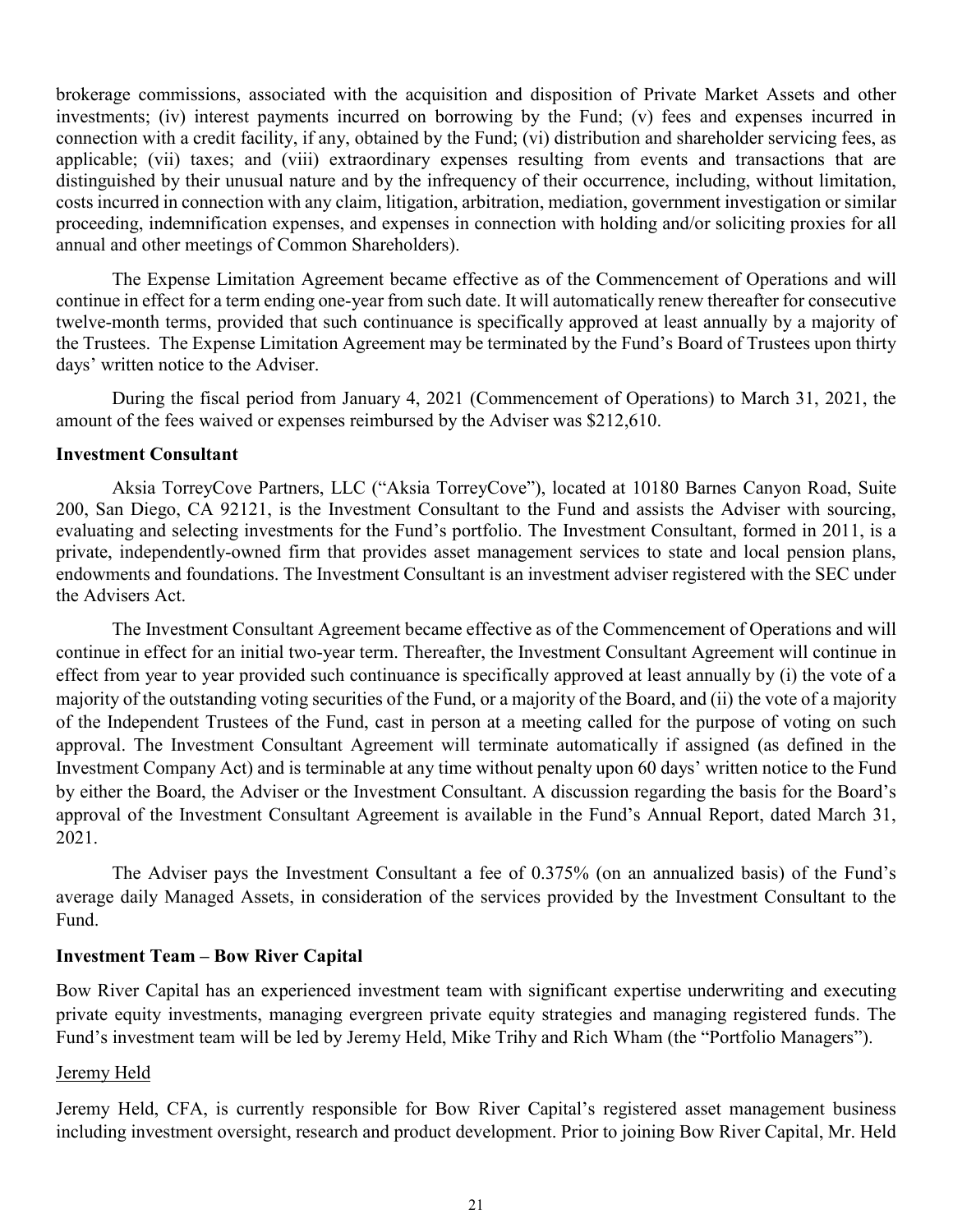brokerage commissions, associated with the acquisition and disposition of Private Market Assets and other investments; (iv) interest payments incurred on borrowing by the Fund; (v) fees and expenses incurred in connection with a credit facility, if any, obtained by the Fund; (vi) distribution and shareholder servicing fees, as applicable; (vii) taxes; and (viii) extraordinary expenses resulting from events and transactions that are distinguished by their unusual nature and by the infrequency of their occurrence, including, without limitation, costs incurred in connection with any claim, litigation, arbitration, mediation, government investigation or similar proceeding, indemnification expenses, and expenses in connection with holding and/or soliciting proxies for all annual and other meetings of Common Shareholders).

The Expense Limitation Agreement became effective as of the Commencement of Operations and will continue in effect for a term ending one-year from such date. It will automatically renew thereafter for consecutive twelve-month terms, provided that such continuance is specifically approved at least annually by a majority of the Trustees. The Expense Limitation Agreement may be terminated by the Fund's Board of Trustees upon thirty days' written notice to the Adviser.

During the fiscal period from January 4, 2021 (Commencement of Operations) to March 31, 2021, the amount of the fees waived or expenses reimbursed by the Adviser was $212,610.

**Investment Consultant**

Aksia TorreyCove Partners, LLC ("Aksia TorreyCove"), located at 10180 Barnes Canyon Road, Suite 200, San Diego, CA 92121, is the Investment Consultant to the Fund and assists the Adviser with sourcing, evaluating and selecting investments for the Fund's portfolio. The Investment Consultant, formed in 2011, is a private, independently-owned firm that provides asset management services to state and local pension plans, endowments and foundations. The Investment Consultant is an investment adviser registered with the SEC under the Advisers Act.

The Investment Consultant Agreement became effective as of the Commencement of Operations and will continue in effect for an initial two-year term. Thereafter, the Investment Consultant Agreement will continue in effect from year to year provided such continuance is specifically approved at least annually by (i) the vote of a majority of the outstanding voting securities of the Fund, or a majority of the Board, and (ii) the vote of a majority of the Independent Trustees of the Fund, cast in person at a meeting called for the purpose of voting on such approval. The Investment Consultant Agreement will terminate automatically if assigned (as defined in the Investment Company Act) and is terminable at any time without penalty upon 60 days' written notice to the Fund by either the Board, the Adviser or the Investment Consultant. A discussion regarding the basis for the Board's approval of the Investment Consultant Agreement is available in the Fund's Annual Report, dated March 31, 2021.

The Adviser pays the Investment Consultant a fee of 0.375% (on an annualized basis) of the Fund's average daily Managed Assets, in consideration of the services provided by the Investment Consultant to the Fund.

**Investment Team – Bow River Capital**

Bow River Capital has an experienced investment team with significant expertise underwriting and executing private equity investments, managing evergreen private equity strategies and managing registered funds. The Fund's investment team will be led by Jeremy Held, Mike Trihy and Rich Wham (the "Portfolio Managers").

<u>Jeremy Held</u>

Jeremy Held, CFA, is currently responsible for Bow River Capital's registered asset management business including investment oversight, research and product development. Prior to joining Bow River Capital, Mr. Held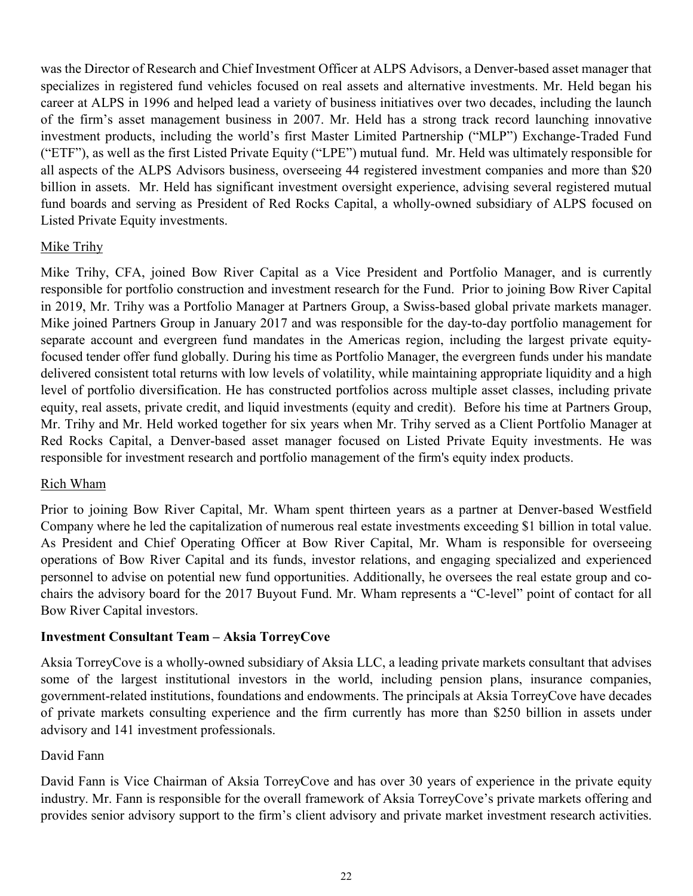was the Director of Research and Chief Investment Officer at ALPS Advisors, a Denver-based asset manager that specializes in registered fund vehicles focused on real assets and alternative investments. Mr. Held began his career at ALPS in 1996 and helped lead a variety of business initiatives over two decades, including the launch of the firm's asset management business in 2007. Mr. Held has a strong track record launching innovative investment products, including the world's first Master Limited Partnership ("MLP") Exchange-Traded Fund ("ETF"), as well as the first Listed Private Equity ("LPE") mutual fund. Mr. Held was ultimately responsible for all aspects of the ALPS Advisors business, overseeing 44 registered investment companies and more than $20 billion in assets. Mr. Held has significant investment oversight experience, advising several registered mutual fund boards and serving as President of Red Rocks Capital, a wholly-owned subsidiary of ALPS focused on Listed Private Equity investments.

<u>Mike Trihy</u>

Mike Trihy, CFA, joined Bow River Capital as a Vice President and Portfolio Manager, and is currently responsible for portfolio construction and investment research for the Fund. Prior to joining Bow River Capital in 2019, Mr. Trihy was a Portfolio Manager at Partners Group, a Swiss-based global private markets manager. Mike joined Partners Group in January 2017 and was responsible for the day-to-day portfolio management for separate account and evergreen fund mandates in the Americas region, including the largest private equity-focused tender offer fund globally. During his time as Portfolio Manager, the evergreen funds under his mandate delivered consistent total returns with low levels of volatility, while maintaining appropriate liquidity and a high level of portfolio diversification. He has constructed portfolios across multiple asset classes, including private equity, real assets, private credit, and liquid investments (equity and credit). Before his time at Partners Group, Mr. Trihy and Mr. Held worked together for six years when Mr. Trihy served as a Client Portfolio Manager at Red Rocks Capital, a Denver-based asset manager focused on Listed Private Equity investments. He was responsible for investment research and portfolio management of the firm's equity index products.

<u>Rich Wham</u>

Prior to joining Bow River Capital, Mr. Wham spent thirteen years as a partner at Denver-based Westfield Company where he led the capitalization of numerous real estate investments exceeding $1 billion in total value. As President and Chief Operating Officer at Bow River Capital, Mr. Wham is responsible for overseeing operations of Bow River Capital and its funds, investor relations, and engaging specialized and experienced personnel to advise on potential new fund opportunities. Additionally, he oversees the real estate group and co-chairs the advisory board for the 2017 Buyout Fund. Mr. Wham represents a "C-level" point of contact for all Bow River Capital investors.

**Investment Consultant Team – Aksia TorreyCove**

Aksia TorreyCove is a wholly-owned subsidiary of Aksia LLC, a leading private markets consultant that advises some of the largest institutional investors in the world, including pension plans, insurance companies, government-related institutions, foundations and endowments. The principals at Aksia TorreyCove have decades of private markets consulting experience and the firm currently has more than $250 billion in assets under advisory and 141 investment professionals.

David Fann

David Fann is Vice Chairman of Aksia TorreyCove and has over 30 years of experience in the private equity industry. Mr. Fann is responsible for the overall framework of Aksia TorreyCove's private markets offering and provides senior advisory support to the firm's client advisory and private market investment research activities.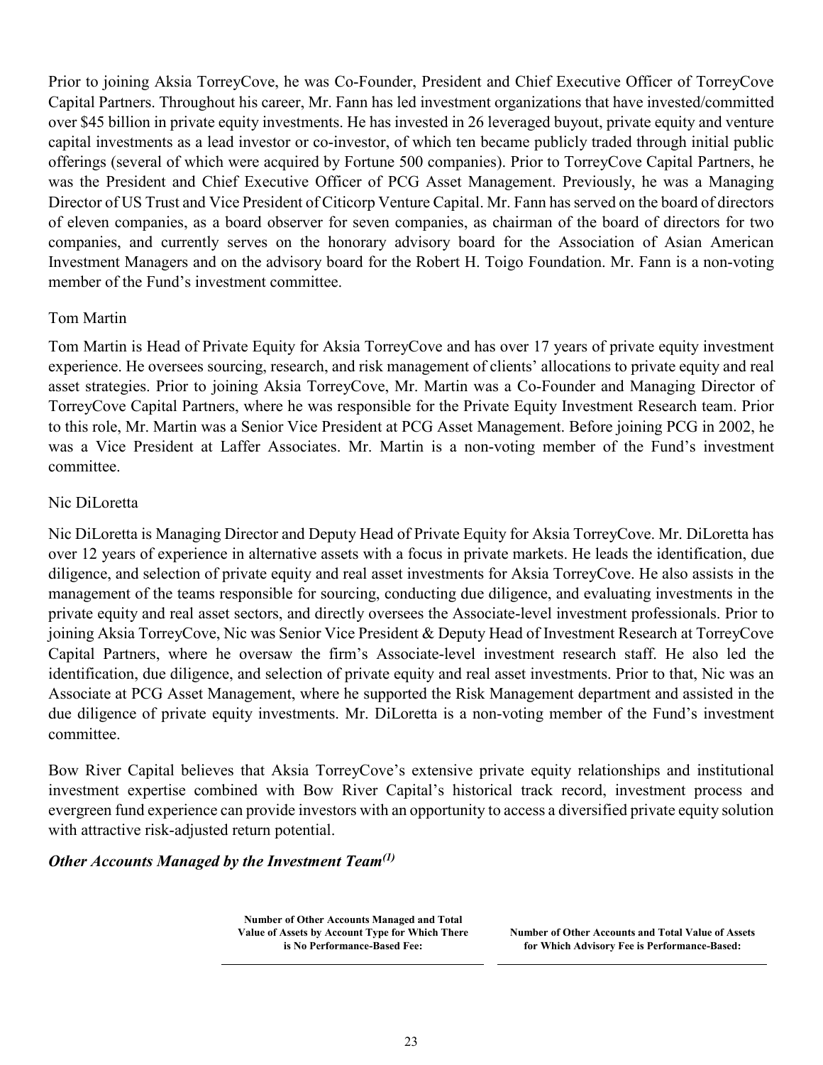Prior to joining Aksia TorreyCove, he was Co-Founder, President and Chief Executive Officer of TorreyCove Capital Partners. Throughout his career, Mr. Fann has led investment organizations that have invested/committed over $45 billion in private equity investments. He has invested in 26 leveraged buyout, private equity and venture capital investments as a lead investor or co-investor, of which ten became publicly traded through initial public offerings (several of which were acquired by Fortune 500 companies). Prior to TorreyCove Capital Partners, he was the President and Chief Executive Officer of PCG Asset Management. Previously, he was a Managing Director of US Trust and Vice President of Citicorp Venture Capital. Mr. Fann has served on the board of directors of eleven companies, as a board observer for seven companies, as chairman of the board of directors for two companies, and currently serves on the honorary advisory board for the Association of Asian American Investment Managers and on the advisory board for the Robert H. Toigo Foundation. Mr. Fann is a non-voting member of the Fund's investment committee.

Tom Martin

Tom Martin is Head of Private Equity for Aksia TorreyCove and has over 17 years of private equity investment experience. He oversees sourcing, research, and risk management of clients' allocations to private equity and real asset strategies. Prior to joining Aksia TorreyCove, Mr. Martin was a Co-Founder and Managing Director of TorreyCove Capital Partners, where he was responsible for the Private Equity Investment Research team. Prior to this role, Mr. Martin was a Senior Vice President at PCG Asset Management. Before joining PCG in 2002, he was a Vice President at Laffer Associates. Mr. Martin is a non-voting member of the Fund's investment committee.

Nic DiLoretta

Nic DiLoretta is Managing Director and Deputy Head of Private Equity for Aksia TorreyCove. Mr. DiLoretta has over 12 years of experience in alternative assets with a focus in private markets. He leads the identification, due diligence, and selection of private equity and real asset investments for Aksia TorreyCove. He also assists in the management of the teams responsible for sourcing, conducting due diligence, and evaluating investments in the private equity and real asset sectors, and directly oversees the Associate-level investment professionals. Prior to joining Aksia TorreyCove, Nic was Senior Vice President & Deputy Head of Investment Research at TorreyCove Capital Partners, where he oversaw the firm's Associate-level investment research staff. He also led the identification, due diligence, and selection of private equity and real asset investments. Prior to that, Nic was an Associate at PCG Asset Management, where he supported the Risk Management department and assisted in the due diligence of private equity investments. Mr. DiLoretta is a non-voting member of the Fund's investment committee.

Bow River Capital believes that Aksia TorreyCove's extensive private equity relationships and institutional investment expertise combined with Bow River Capital's historical track record, investment process and evergreen fund experience can provide investors with an opportunity to access a diversified private equity solution with attractive risk-adjusted return potential.

***Other Accounts Managed by the Investment Team[(1)]***

| | Number of Other Accounts Managed and Total Value of Assets by Account Type for Which There is No Performance-Based Fee: | Number of Other Accounts and Total Value of Assets for Which Advisory Fee is Performance-Based: |
|---|---|---|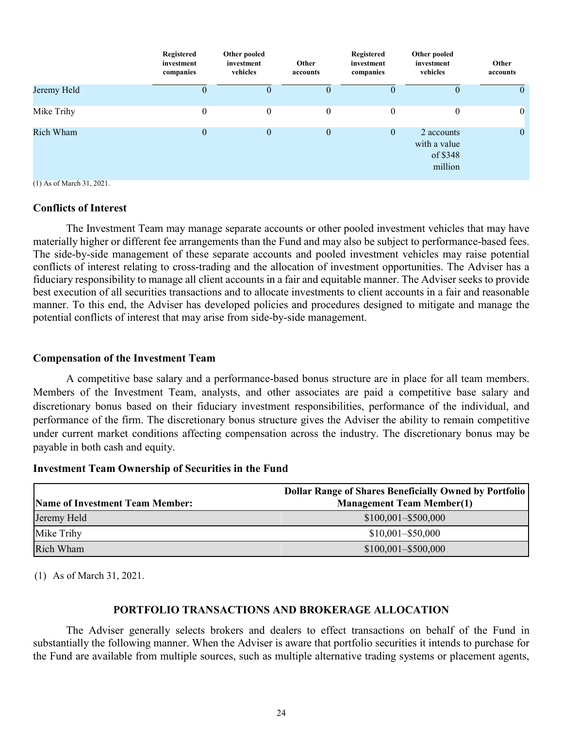| | Registered investment companies | Other pooled investment vehicles | Other accounts | Registered investment companies | Other pooled investment vehicles | Other accounts |
|---|---|---|---|---|---|---|
| Jeremy Held | 0 | 0 | 0 | 0 | 0 | 0 |
| Mike Trihy | 0 | 0 | 0 | 0 | 0 | 0 |
| Rich Wham | 0 | 0 | 0 | 0 | 2 accounts with a value of $348 million | 0 |

(1) As of March 31, 2021.

### Conflicts of Interest

The Investment Team may manage separate accounts or other pooled investment vehicles that may have materially higher or different fee arrangements than the Fund and may also be subject to performance-based fees. The side-by-side management of these separate accounts and pooled investment vehicles may raise potential conflicts of interest relating to cross-trading and the allocation of investment opportunities. The Adviser has a fiduciary responsibility to manage all client accounts in a fair and equitable manner. The Adviser seeks to provide best execution of all securities transactions and to allocate investments to client accounts in a fair and reasonable manner. To this end, the Adviser has developed policies and procedures designed to mitigate and manage the potential conflicts of interest that may arise from side-by-side management.

### Compensation of the Investment Team

A competitive base salary and a performance-based bonus structure are in place for all team members. Members of the Investment Team, analysts, and other associates are paid a competitive base salary and discretionary bonus based on their fiduciary investment responsibilities, performance of the individual, and performance of the firm. The discretionary bonus structure gives the Adviser the ability to remain competitive under current market conditions affecting compensation across the industry. The discretionary bonus may be payable in both cash and equity.

### Investment Team Ownership of Securities in the Fund

| Name of Investment Team Member: | Dollar Range of Shares Beneficially Owned by Portfolio Management Team Member(1) |
|---|---|
| Jeremy Held | $100,001–$500,000 |
| Mike Trihy | $10,001–$50,000 |
| Rich Wham | $100,001–$500,000 |

(1) As of March 31, 2021.

## PORTFOLIO TRANSACTIONS AND BROKERAGE ALLOCATION

The Adviser generally selects brokers and dealers to effect transactions on behalf of the Fund in substantially the following manner. When the Adviser is aware that portfolio securities it intends to purchase for the Fund are available from multiple sources, such as multiple alternative trading systems or placement agents,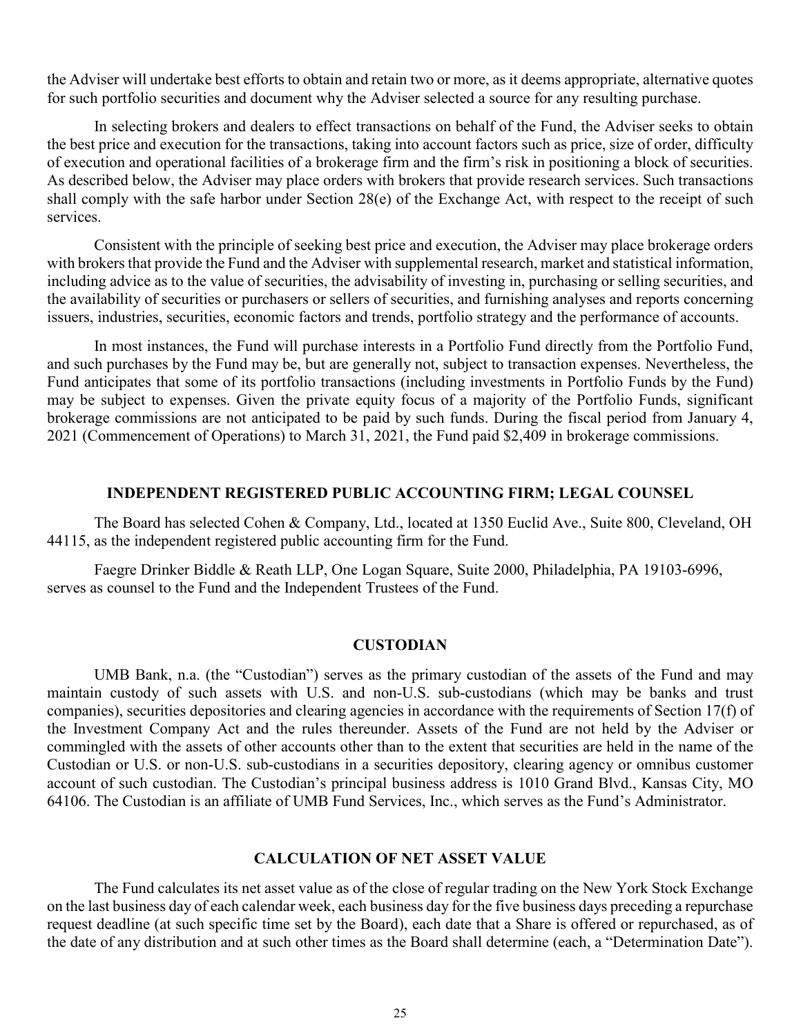the Adviser will undertake best efforts to obtain and retain two or more, as it deems appropriate, alternative quotes for such portfolio securities and document why the Adviser selected a source for any resulting purchase.

In selecting brokers and dealers to effect transactions on behalf of the Fund, the Adviser seeks to obtain the best price and execution for the transactions, taking into account factors such as price, size of order, difficulty of execution and operational facilities of a brokerage firm and the firm's risk in positioning a block of securities. As described below, the Adviser may place orders with brokers that provide research services. Such transactions shall comply with the safe harbor under Section 28(e) of the Exchange Act, with respect to the receipt of such services.

Consistent with the principle of seeking best price and execution, the Adviser may place brokerage orders with brokers that provide the Fund and the Adviser with supplemental research, market and statistical information, including advice as to the value of securities, the advisability of investing in, purchasing or selling securities, and the availability of securities or purchasers or sellers of securities, and furnishing analyses and reports concerning issuers, industries, securities, economic factors and trends, portfolio strategy and the performance of accounts.

In most instances, the Fund will purchase interests in a Portfolio Fund directly from the Portfolio Fund, and such purchases by the Fund may be, but are generally not, subject to transaction expenses. Nevertheless, the Fund anticipates that some of its portfolio transactions (including investments in Portfolio Funds by the Fund) may be subject to expenses. Given the private equity focus of a majority of the Portfolio Funds, significant brokerage commissions are not anticipated to be paid by such funds. During the fiscal period from January 4, 2021 (Commencement of Operations) to March 31, 2021, the Fund paid $2,409 in brokerage commissions.

## INDEPENDENT REGISTERED PUBLIC ACCOUNTING FIRM; LEGAL COUNSEL

The Board has selected Cohen & Company, Ltd., located at 1350 Euclid Ave., Suite 800, Cleveland, OH 44115, as the independent registered public accounting firm for the Fund.

Faegre Drinker Biddle & Reath LLP, One Logan Square, Suite 2000, Philadelphia, PA 19103-6996, serves as counsel to the Fund and the Independent Trustees of the Fund.

## CUSTODIAN

UMB Bank, n.a. (the "Custodian") serves as the primary custodian of the assets of the Fund and may maintain custody of such assets with U.S. and non-U.S. sub-custodians (which may be banks and trust companies), securities depositories and clearing agencies in accordance with the requirements of Section 17(f) of the Investment Company Act and the rules thereunder. Assets of the Fund are not held by the Adviser or commingled with the assets of other accounts other than to the extent that securities are held in the name of the Custodian or U.S. or non-U.S. sub-custodians in a securities depository, clearing agency or omnibus customer account of such custodian. The Custodian's principal business address is 1010 Grand Blvd., Kansas City, MO 64106. The Custodian is an affiliate of UMB Fund Services, Inc., which serves as the Fund's Administrator.

## CALCULATION OF NET ASSET VALUE

The Fund calculates its net asset value as of the close of regular trading on the New York Stock Exchange on the last business day of each calendar week, each business day for the five business days preceding a repurchase request deadline (at such specific time set by the Board), each date that a Share is offered or repurchased, as of the date of any distribution and at such other times as the Board shall determine (each, a "Determination Date").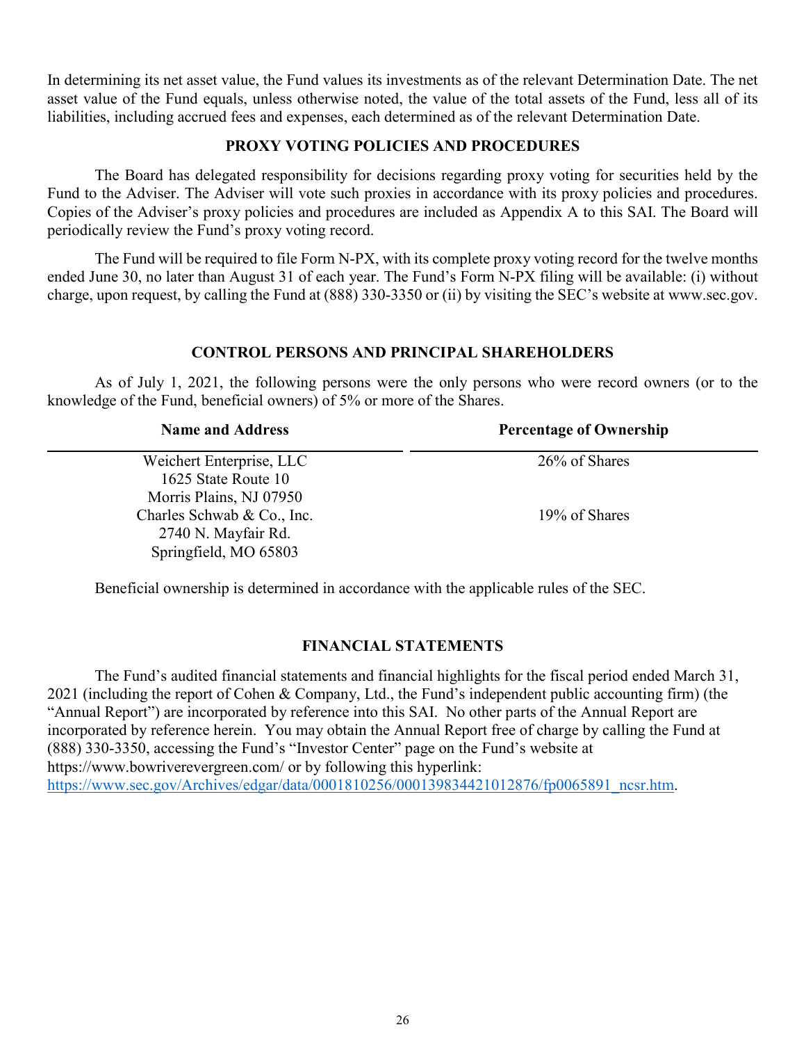In determining its net asset value, the Fund values its investments as of the relevant Determination Date. The net asset value of the Fund equals, unless otherwise noted, the value of the total assets of the Fund, less all of its liabilities, including accrued fees and expenses, each determined as of the relevant Determination Date.

## PROXY VOTING POLICIES AND PROCEDURES

The Board has delegated responsibility for decisions regarding proxy voting for securities held by the Fund to the Adviser. The Adviser will vote such proxies in accordance with its proxy policies and procedures. Copies of the Adviser's proxy policies and procedures are included as Appendix A to this SAI. The Board will periodically review the Fund's proxy voting record.

The Fund will be required to file Form N-PX, with its complete proxy voting record for the twelve months ended June 30, no later than August 31 of each year. The Fund's Form N-PX filing will be available: (i) without charge, upon request, by calling the Fund at (888) 330-3350 or (ii) by visiting the SEC's website at www.sec.gov.

## CONTROL PERSONS AND PRINCIPAL SHAREHOLDERS

As of July 1, 2021, the following persons were the only persons who were record owners (or to the knowledge of the Fund, beneficial owners) of 5% or more of the Shares.

| Name and Address | Percentage of Ownership |
|---|---|
| Weichert Enterprise, LLC<br>1625 State Route 10<br>Morris Plains, NJ 07950 | 26% of Shares |
| Charles Schwab & Co., Inc.<br>2740 N. Mayfair Rd.<br>Springfield, MO 65803 | 19% of Shares |

Beneficial ownership is determined in accordance with the applicable rules of the SEC.

## FINANCIAL STATEMENTS

The Fund's audited financial statements and financial highlights for the fiscal period ended March 31, 2021 (including the report of Cohen & Company, Ltd., the Fund's independent public accounting firm) (the "Annual Report") are incorporated by reference into this SAI. No other parts of the Annual Report are incorporated by reference herein. You may obtain the Annual Report free of charge by calling the Fund at (888) 330-3350, accessing the Fund's "Investor Center" page on the Fund's website at https://www.bowriverevergreen.com/ or by following this hyperlink: [https://www.sec.gov/Archives/edgar/data/0001810256/000139834421012876/fp0065891_ncsr.htm](https://www.sec.gov/Archives/edgar/data/0001810256/000139834421012876/fp0065891_ncsr.htm).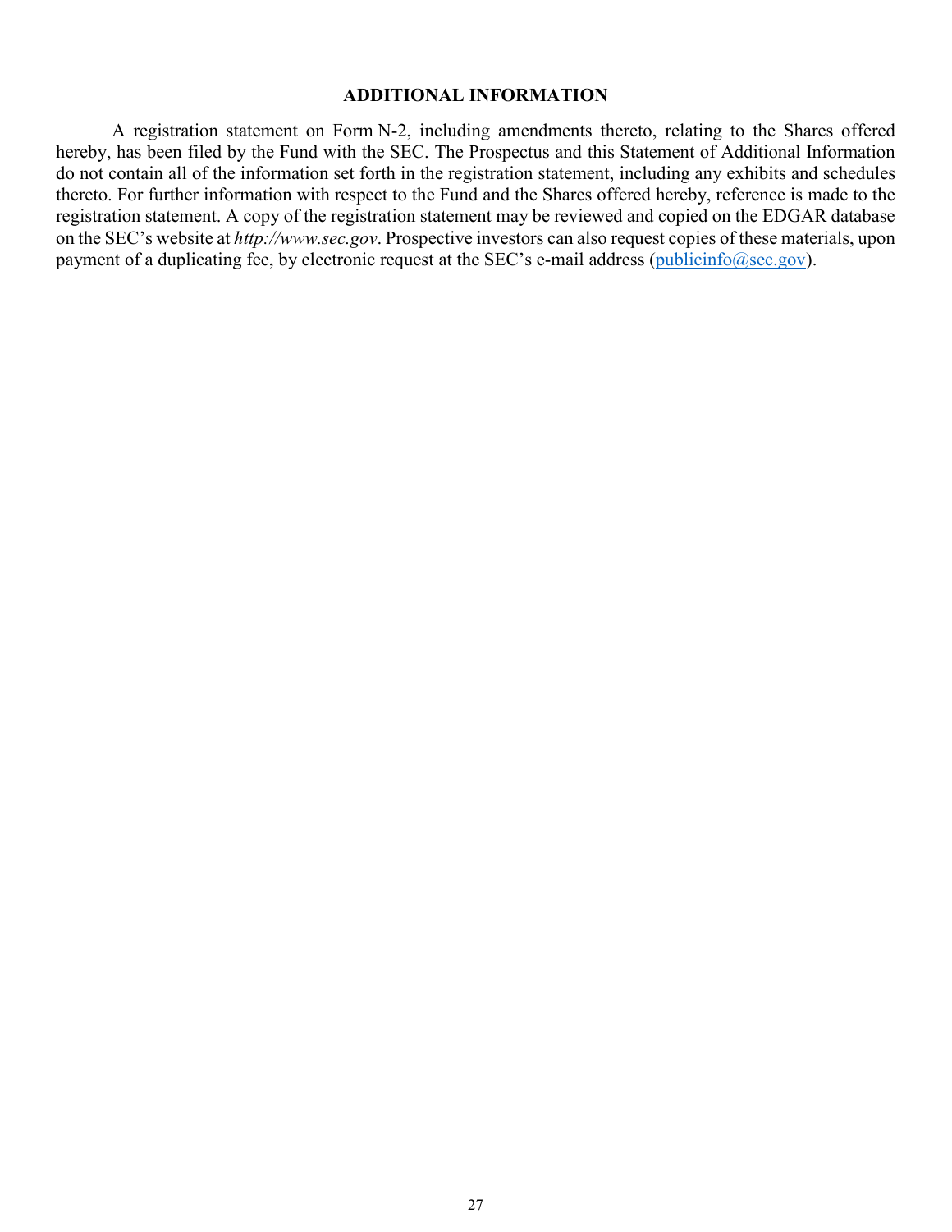## ADDITIONAL INFORMATION

A registration statement on Form N-2, including amendments thereto, relating to the Shares offered hereby, has been filed by the Fund with the SEC. The Prospectus and this Statement of Additional Information do not contain all of the information set forth in the registration statement, including any exhibits and schedules thereto. For further information with respect to the Fund and the Shares offered hereby, reference is made to the registration statement. A copy of the registration statement may be reviewed and copied on the EDGAR database on the SEC's website at *http://www.sec.gov*. Prospective investors can also request copies of these materials, upon payment of a duplicating fee, by electronic request at the SEC's e-mail address (publicinfo@sec.gov).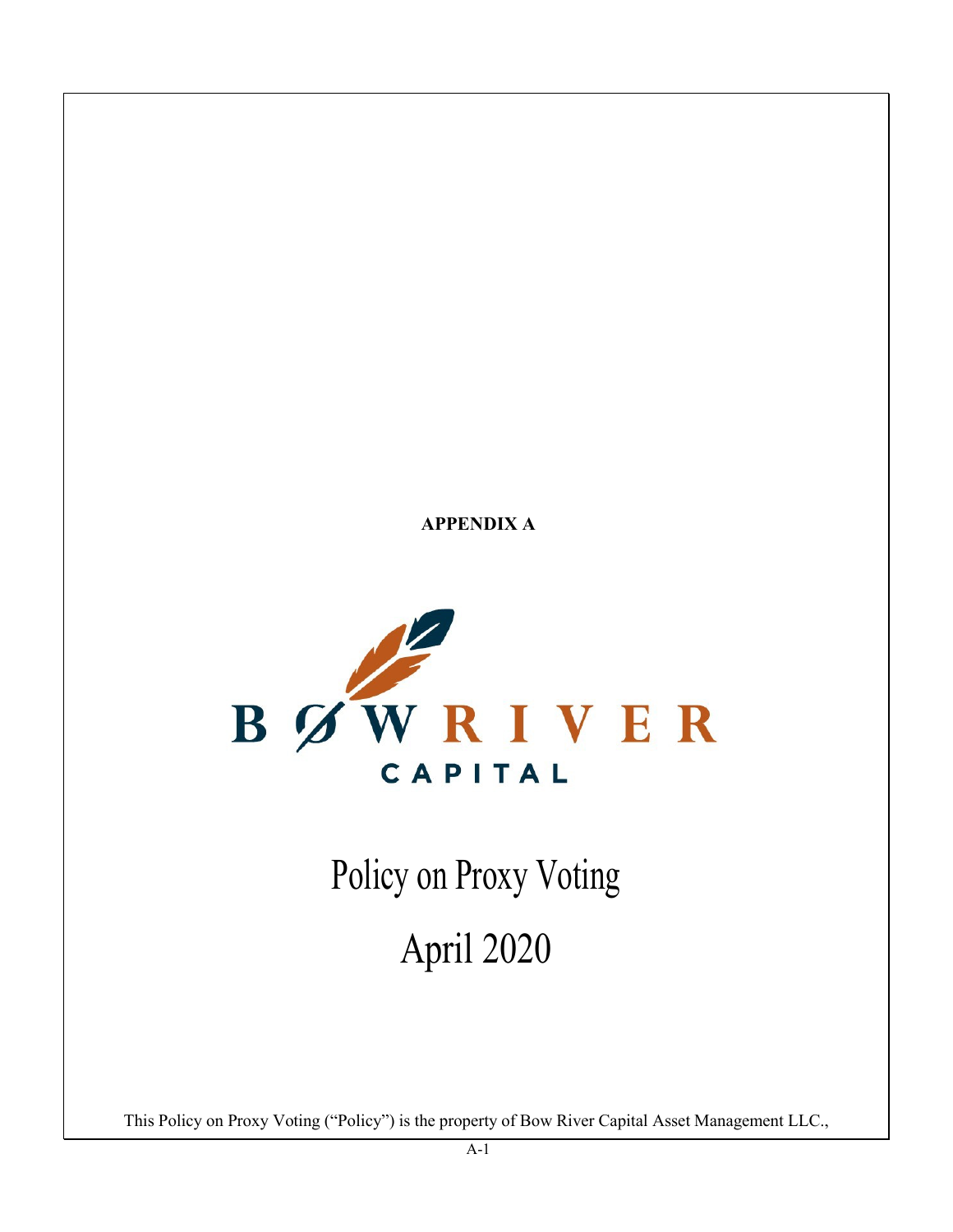**APPENDIX A**

BOW RIVER

CAPITAL

# Policy on Proxy Voting

# April 2020

This Policy on Proxy Voting ("Policy") is the property of Bow River Capital Asset Management LLC.,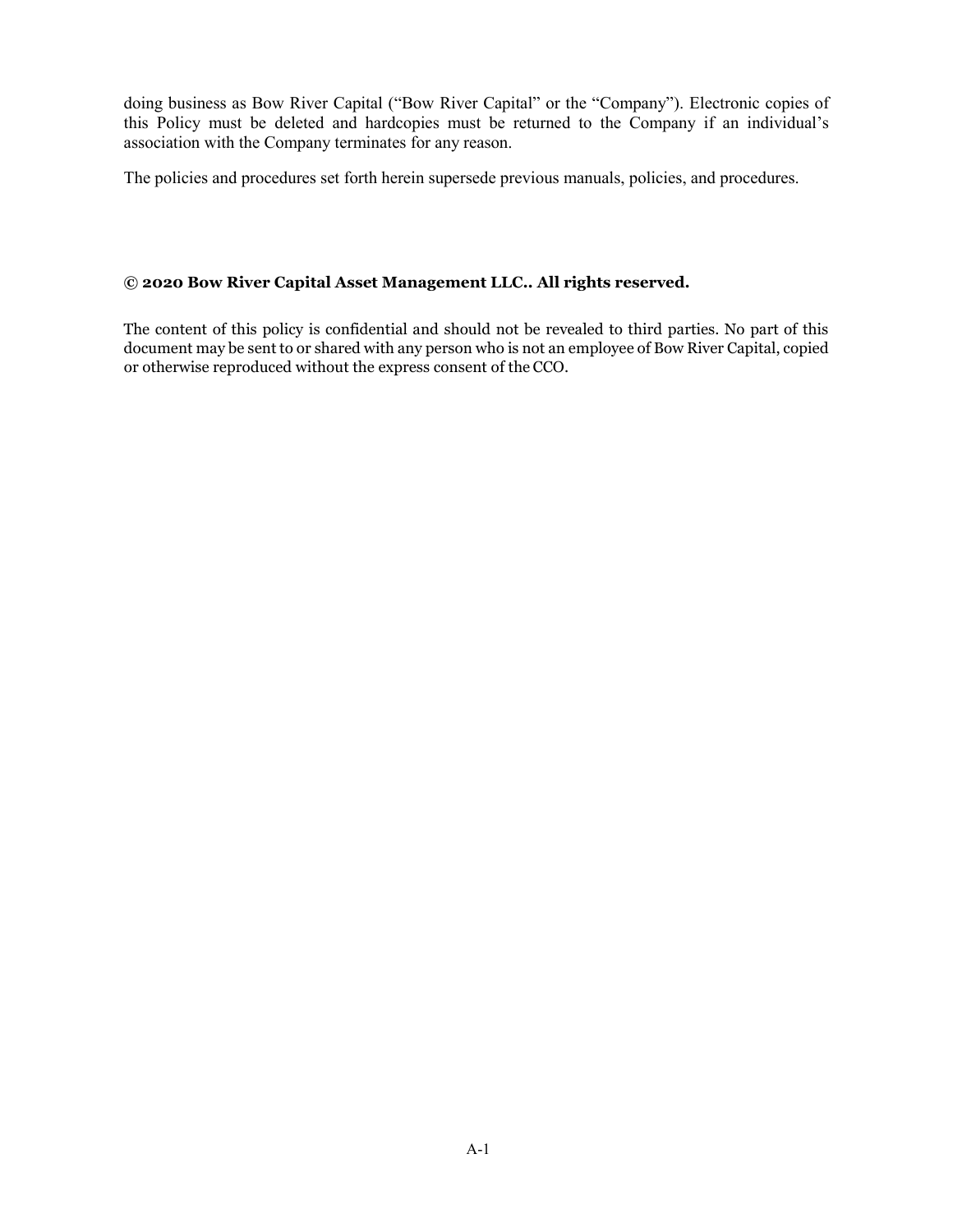doing business as Bow River Capital ("Bow River Capital" or the "Company"). Electronic copies of this Policy must be deleted and hardcopies must be returned to the Company if an individual's association with the Company terminates for any reason.

The policies and procedures set forth herein supersede previous manuals, policies, and procedures.

**© 2020 Bow River Capital Asset Management LLC.. All rights reserved.**

The content of this policy is confidential and should not be revealed to third parties. No part of this document may be sent to or shared with any person who is not an employee of Bow River Capital, copied or otherwise reproduced without the express consent of the CCO.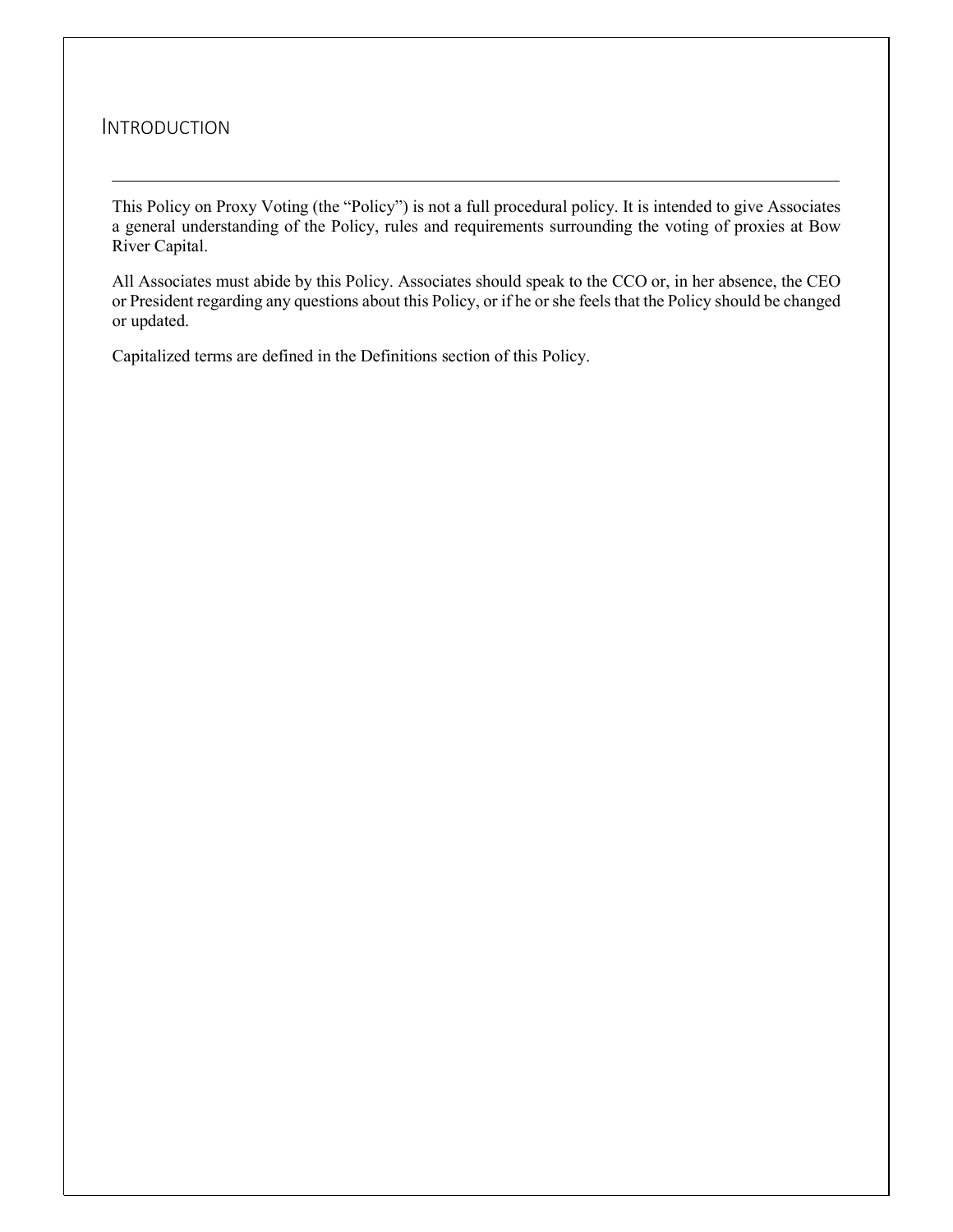## Introduction

This Policy on Proxy Voting (the "Policy") is not a full procedural policy. It is intended to give Associates a general understanding of the Policy, rules and requirements surrounding the voting of proxies at Bow River Capital.

All Associates must abide by this Policy. Associates should speak to the CCO or, in her absence, the CEO or President regarding any questions about this Policy, or if he or she feels that the Policy should be changed or updated.

Capitalized terms are defined in the Definitions section of this Policy.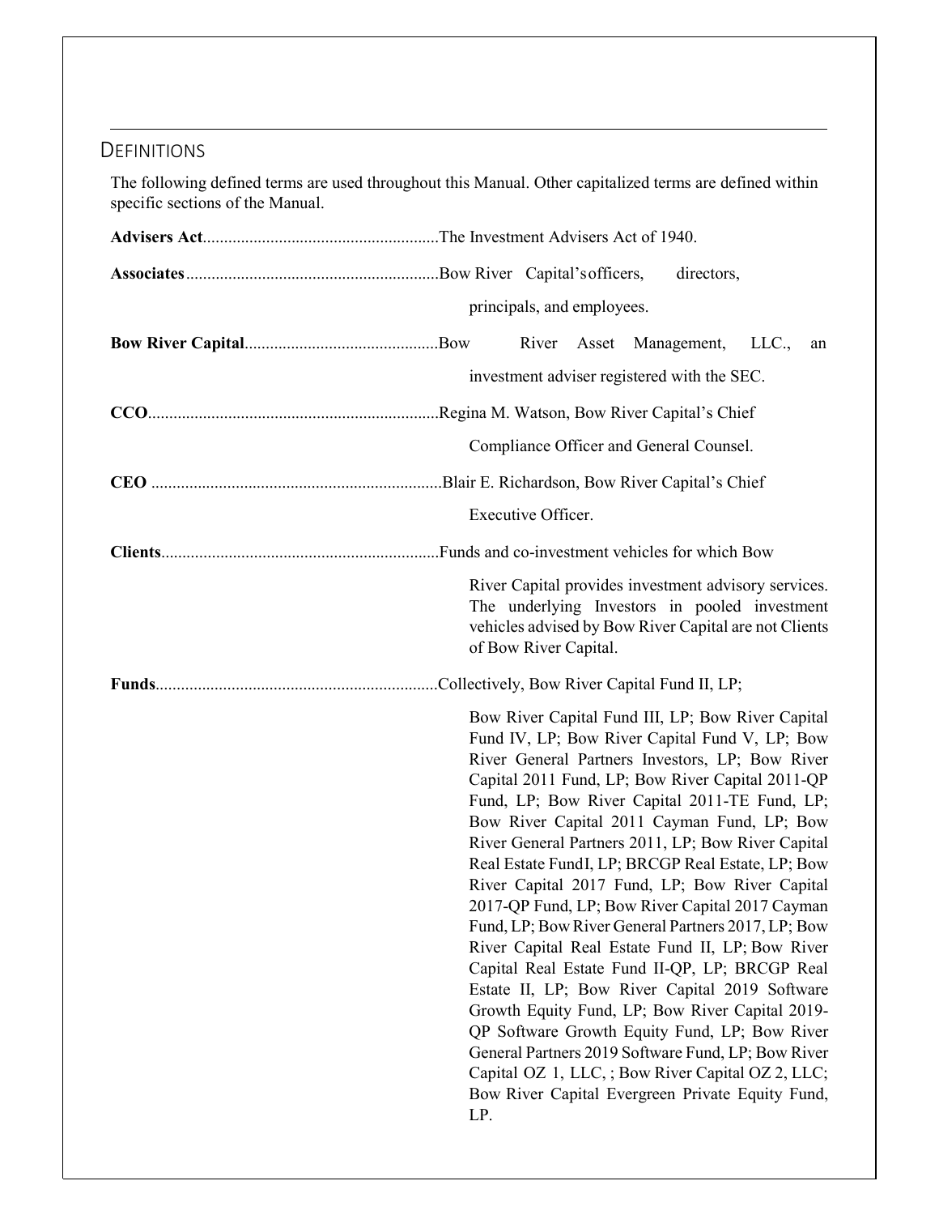## DEFINITIONS

The following defined terms are used throughout this Manual. Other capitalized terms are defined within specific sections of the Manual.

**Advisers Act**........................................................The Investment Advisers Act of 1940.

**Associates**............................................................Bow River Capital's officers, directors, principals, and employees.

**Bow River Capital**..............................................Bow River Asset Management, LLC., an investment adviser registered with the SEC.

**CCO**.....................................................................Regina M. Watson, Bow River Capital's Chief Compliance Officer and General Counsel.

**CEO** .....................................................................Blair E. Richardson, Bow River Capital's Chief Executive Officer.

**Clients**..................................................................Funds and co-investment vehicles for which Bow River Capital provides investment advisory services. The underlying Investors in pooled investment vehicles advised by Bow River Capital are not Clients of Bow River Capital.

**Funds**...................................................................Collectively, Bow River Capital Fund II, LP; Bow River Capital Fund III, LP; Bow River Capital Fund IV, LP; Bow River Capital Fund V, LP; Bow River General Partners Investors, LP; Bow River Capital 2011 Fund, LP; Bow River Capital 2011-QP Fund, LP; Bow River Capital 2011-TE Fund, LP; Bow River Capital 2011 Cayman Fund, LP; Bow River General Partners 2011, LP; Bow River Capital Real Estate FundI, LP; BRCGP Real Estate, LP; Bow River Capital 2017 Fund, LP; Bow River Capital 2017-QP Fund, LP; Bow River Capital 2017 Cayman Fund, LP; Bow River General Partners 2017, LP; Bow River Capital Real Estate Fund II, LP; Bow River Capital Real Estate Fund II-QP, LP; BRCGP Real Estate II, LP; Bow River Capital 2019 Software Growth Equity Fund, LP; Bow River Capital 2019-QP Software Growth Equity Fund, LP; Bow River General Partners 2019 Software Fund, LP; Bow River Capital OZ 1, LLC, ; Bow River Capital OZ 2, LLC; Bow River Capital Evergreen Private Equity Fund, LP.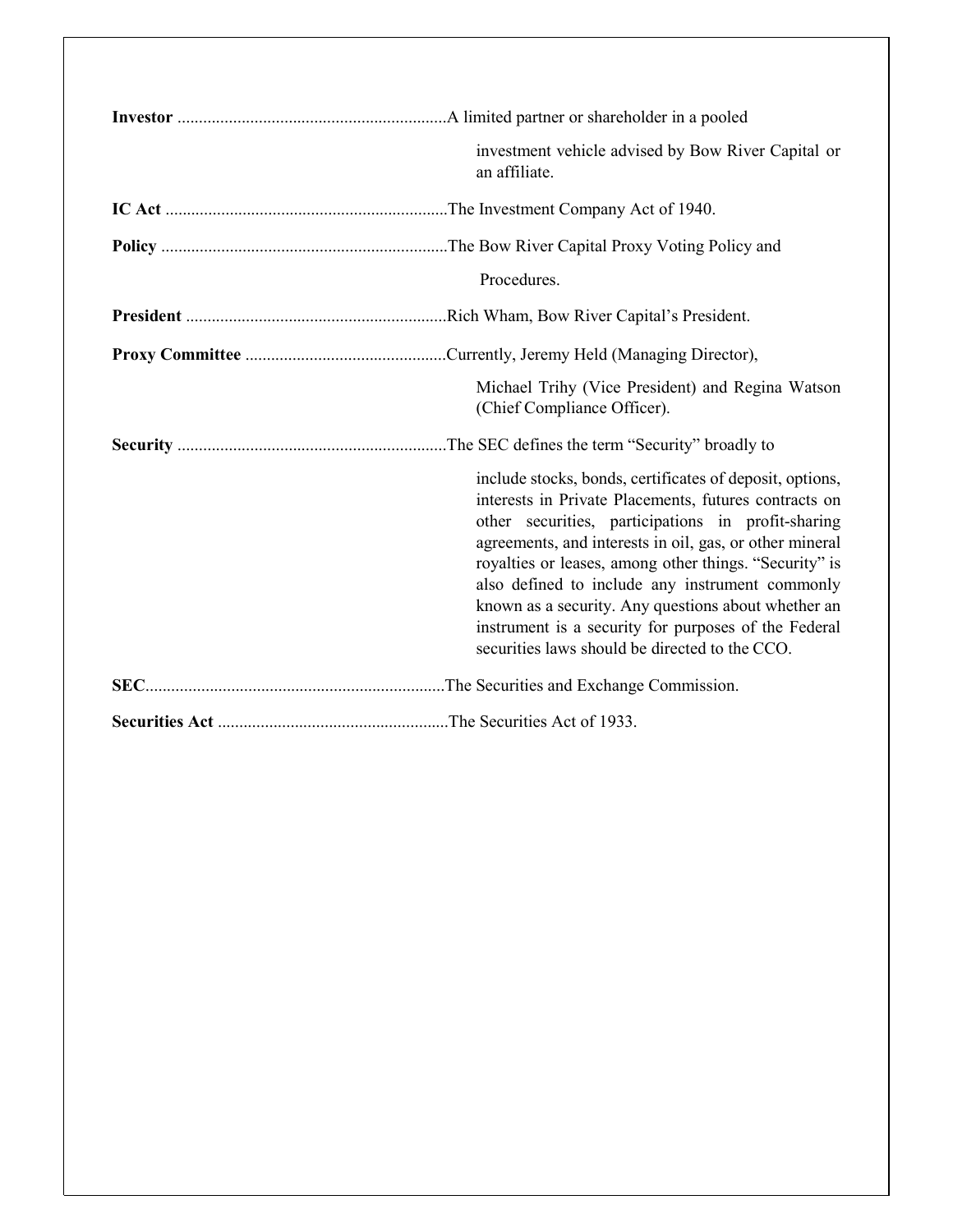**Investor** ............................................................... A limited partner or shareholder in a pooled investment vehicle advised by Bow River Capital or an affiliate.

**IC Act** .................................................................. The Investment Company Act of 1940.

**Policy** ................................................................... The Bow River Capital Proxy Voting Policy and Procedures.

**President** ............................................................. Rich Wham, Bow River Capital's President.

**Proxy Committee** ............................................... Currently, Jeremy Held (Managing Director), Michael Trihy (Vice President) and Regina Watson (Chief Compliance Officer).

**Security** ............................................................... The SEC defines the term "Security" broadly to include stocks, bonds, certificates of deposit, options, interests in Private Placements, futures contracts on other securities, participations in profit-sharing agreements, and interests in oil, gas, or other mineral royalties or leases, among other things. "Security" is also defined to include any instrument commonly known as a security. Any questions about whether an instrument is a security for purposes of the Federal securities laws should be directed to the CCO.

**SEC** ...................................................................... The Securities and Exchange Commission.

**Securities Act** ...................................................... The Securities Act of 1933.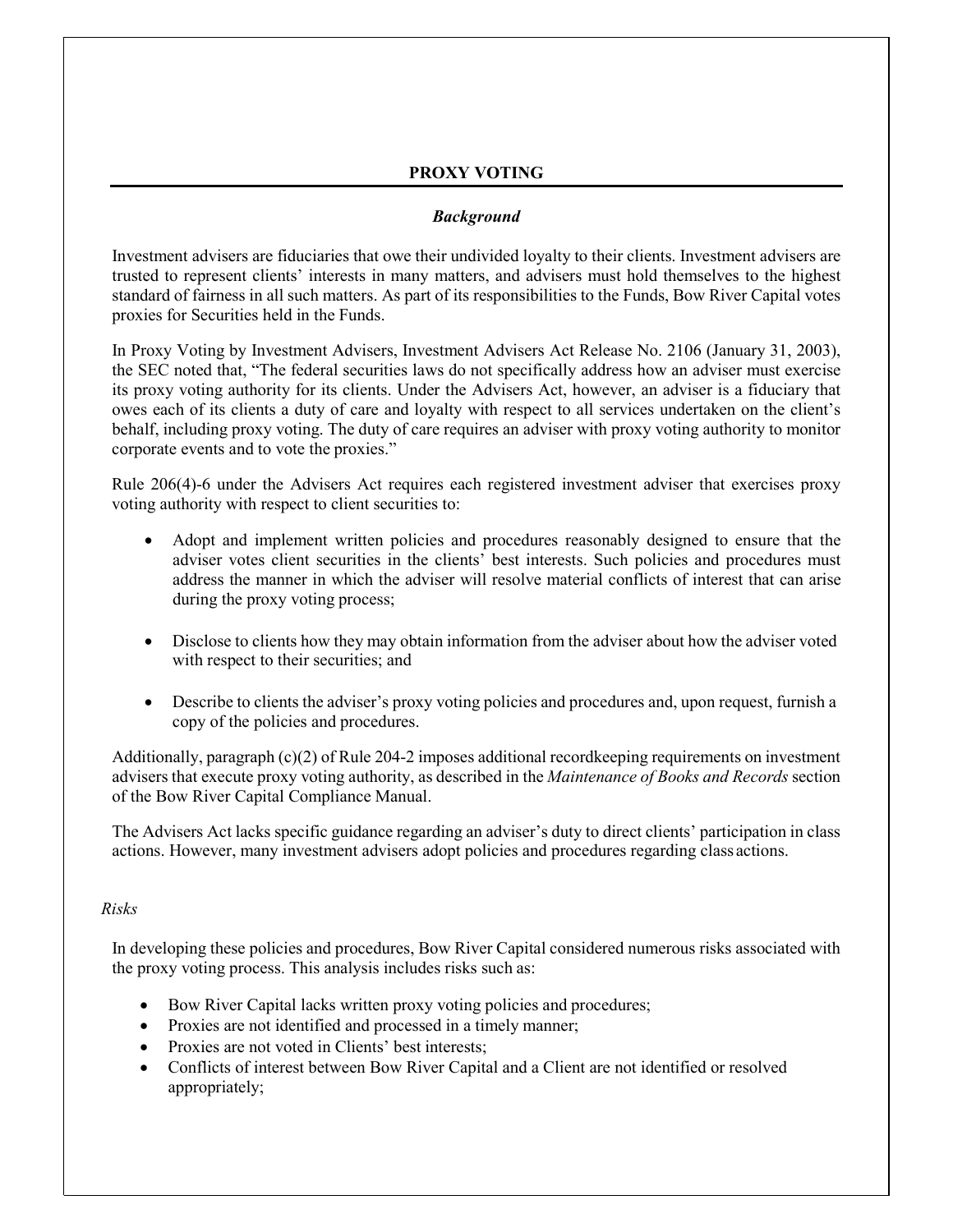## PROXY VOTING

### *Background*

Investment advisers are fiduciaries that owe their undivided loyalty to their clients. Investment advisers are trusted to represent clients' interests in many matters, and advisers must hold themselves to the highest standard of fairness in all such matters. As part of its responsibilities to the Funds, Bow River Capital votes proxies for Securities held in the Funds.

In Proxy Voting by Investment Advisers, Investment Advisers Act Release No. 2106 (January 31, 2003), the SEC noted that, "The federal securities laws do not specifically address how an adviser must exercise its proxy voting authority for its clients. Under the Advisers Act, however, an adviser is a fiduciary that owes each of its clients a duty of care and loyalty with respect to all services undertaken on the client's behalf, including proxy voting. The duty of care requires an adviser with proxy voting authority to monitor corporate events and to vote the proxies."

Rule 206(4)-6 under the Advisers Act requires each registered investment adviser that exercises proxy voting authority with respect to client securities to:

- Adopt and implement written policies and procedures reasonably designed to ensure that the adviser votes client securities in the clients' best interests. Such policies and procedures must address the manner in which the adviser will resolve material conflicts of interest that can arise during the proxy voting process;

- Disclose to clients how they may obtain information from the adviser about how the adviser voted with respect to their securities; and

- Describe to clients the adviser's proxy voting policies and procedures and, upon request, furnish a copy of the policies and procedures.

Additionally, paragraph (c)(2) of Rule 204-2 imposes additional recordkeeping requirements on investment advisers that execute proxy voting authority, as described in the *Maintenance of Books and Records* section of the Bow River Capital Compliance Manual.

The Advisers Act lacks specific guidance regarding an adviser's duty to direct clients' participation in class actions. However, many investment advisers adopt policies and procedures regarding class actions.

*Risks*

In developing these policies and procedures, Bow River Capital considered numerous risks associated with the proxy voting process. This analysis includes risks such as:

- Bow River Capital lacks written proxy voting policies and procedures;
- Proxies are not identified and processed in a timely manner;
- Proxies are not voted in Clients' best interests;
- Conflicts of interest between Bow River Capital and a Client are not identified or resolved appropriately;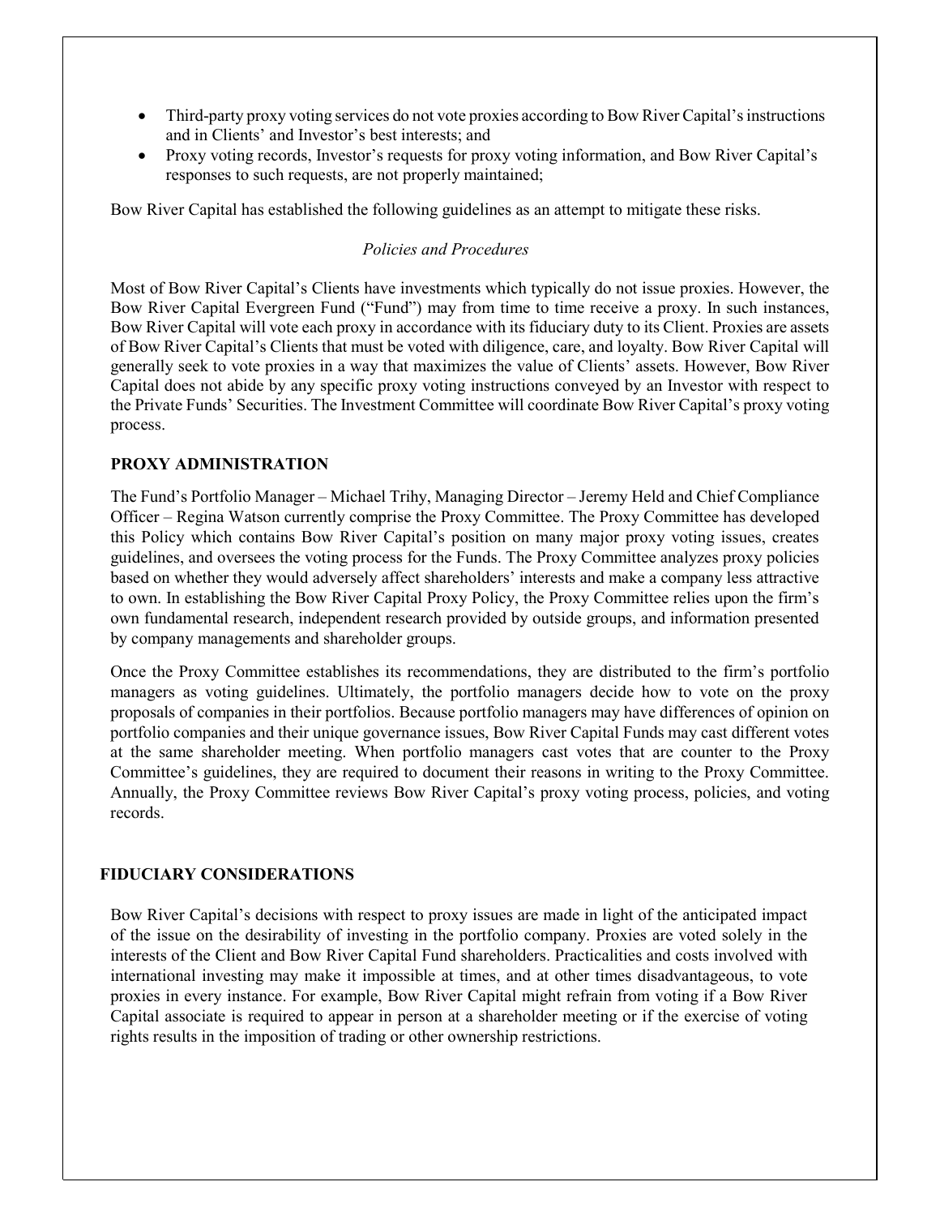- Third-party proxy voting services do not vote proxies according to Bow River Capital's instructions and in Clients' and Investor's best interests; and
- Proxy voting records, Investor's requests for proxy voting information, and Bow River Capital's responses to such requests, are not properly maintained;

Bow River Capital has established the following guidelines as an attempt to mitigate these risks.

*Policies and Procedures*

Most of Bow River Capital's Clients have investments which typically do not issue proxies. However, the Bow River Capital Evergreen Fund ("Fund") may from time to time receive a proxy. In such instances, Bow River Capital will vote each proxy in accordance with its fiduciary duty to its Client. Proxies are assets of Bow River Capital's Clients that must be voted with diligence, care, and loyalty. Bow River Capital will generally seek to vote proxies in a way that maximizes the value of Clients' assets. However, Bow River Capital does not abide by any specific proxy voting instructions conveyed by an Investor with respect to the Private Funds' Securities. The Investment Committee will coordinate Bow River Capital's proxy voting process.

**PROXY ADMINISTRATION**

The Fund's Portfolio Manager – Michael Trihy, Managing Director – Jeremy Held and Chief Compliance Officer – Regina Watson currently comprise the Proxy Committee. The Proxy Committee has developed this Policy which contains Bow River Capital's position on many major proxy voting issues, creates guidelines, and oversees the voting process for the Funds. The Proxy Committee analyzes proxy policies based on whether they would adversely affect shareholders' interests and make a company less attractive to own. In establishing the Bow River Capital Proxy Policy, the Proxy Committee relies upon the firm's own fundamental research, independent research provided by outside groups, and information presented by company managements and shareholder groups.

Once the Proxy Committee establishes its recommendations, they are distributed to the firm's portfolio managers as voting guidelines. Ultimately, the portfolio managers decide how to vote on the proxy proposals of companies in their portfolios. Because portfolio managers may have differences of opinion on portfolio companies and their unique governance issues, Bow River Capital Funds may cast different votes at the same shareholder meeting. When portfolio managers cast votes that are counter to the Proxy Committee's guidelines, they are required to document their reasons in writing to the Proxy Committee. Annually, the Proxy Committee reviews Bow River Capital's proxy voting process, policies, and voting records.

**FIDUCIARY CONSIDERATIONS**

Bow River Capital's decisions with respect to proxy issues are made in light of the anticipated impact of the issue on the desirability of investing in the portfolio company. Proxies are voted solely in the interests of the Client and Bow River Capital Fund shareholders. Practicalities and costs involved with international investing may make it impossible at times, and at other times disadvantageous, to vote proxies in every instance. For example, Bow River Capital might refrain from voting if a Bow River Capital associate is required to appear in person at a shareholder meeting or if the exercise of voting rights results in the imposition of trading or other ownership restrictions.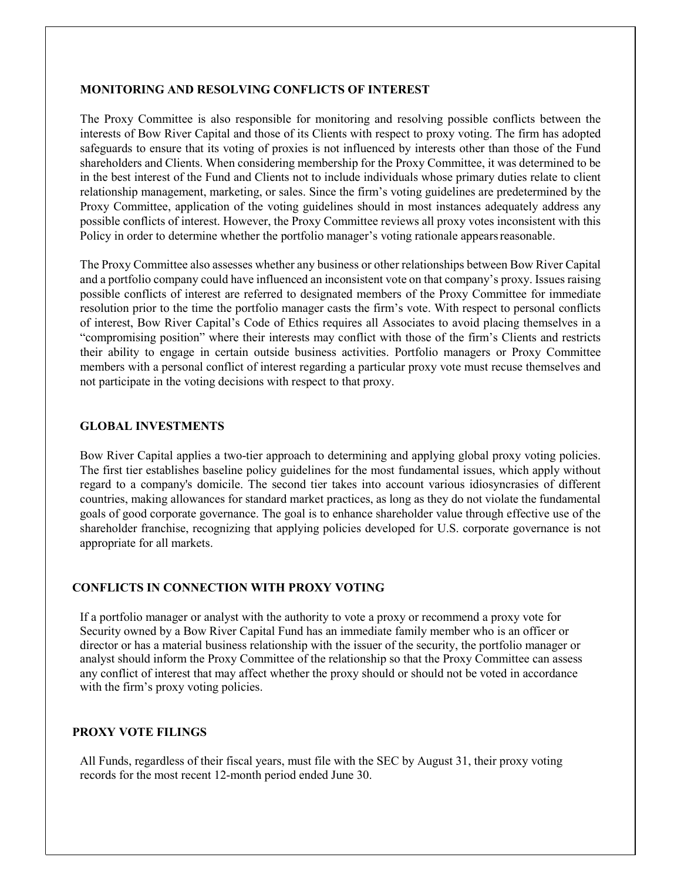## MONITORING AND RESOLVING CONFLICTS OF INTEREST

The Proxy Committee is also responsible for monitoring and resolving possible conflicts between the interests of Bow River Capital and those of its Clients with respect to proxy voting. The firm has adopted safeguards to ensure that its voting of proxies is not influenced by interests other than those of the Fund shareholders and Clients. When considering membership for the Proxy Committee, it was determined to be in the best interest of the Fund and Clients not to include individuals whose primary duties relate to client relationship management, marketing, or sales. Since the firm's voting guidelines are predetermined by the Proxy Committee, application of the voting guidelines should in most instances adequately address any possible conflicts of interest. However, the Proxy Committee reviews all proxy votes inconsistent with this Policy in order to determine whether the portfolio manager's voting rationale appears reasonable.

The Proxy Committee also assesses whether any business or other relationships between Bow River Capital and a portfolio company could have influenced an inconsistent vote on that company's proxy. Issues raising possible conflicts of interest are referred to designated members of the Proxy Committee for immediate resolution prior to the time the portfolio manager casts the firm's vote. With respect to personal conflicts of interest, Bow River Capital's Code of Ethics requires all Associates to avoid placing themselves in a "compromising position" where their interests may conflict with those of the firm's Clients and restricts their ability to engage in certain outside business activities. Portfolio managers or Proxy Committee members with a personal conflict of interest regarding a particular proxy vote must recuse themselves and not participate in the voting decisions with respect to that proxy.

## GLOBAL INVESTMENTS

Bow River Capital applies a two-tier approach to determining and applying global proxy voting policies. The first tier establishes baseline policy guidelines for the most fundamental issues, which apply without regard to a company's domicile. The second tier takes into account various idiosyncrasies of different countries, making allowances for standard market practices, as long as they do not violate the fundamental goals of good corporate governance. The goal is to enhance shareholder value through effective use of the shareholder franchise, recognizing that applying policies developed for U.S. corporate governance is not appropriate for all markets.

## CONFLICTS IN CONNECTION WITH PROXY VOTING

If a portfolio manager or analyst with the authority to vote a proxy or recommend a proxy vote for Security owned by a Bow River Capital Fund has an immediate family member who is an officer or director or has a material business relationship with the issuer of the security, the portfolio manager or analyst should inform the Proxy Committee of the relationship so that the Proxy Committee can assess any conflict of interest that may affect whether the proxy should or should not be voted in accordance with the firm's proxy voting policies.

## PROXY VOTE FILINGS

All Funds, regardless of their fiscal years, must file with the SEC by August 31, their proxy voting records for the most recent 12-month period ended June 30.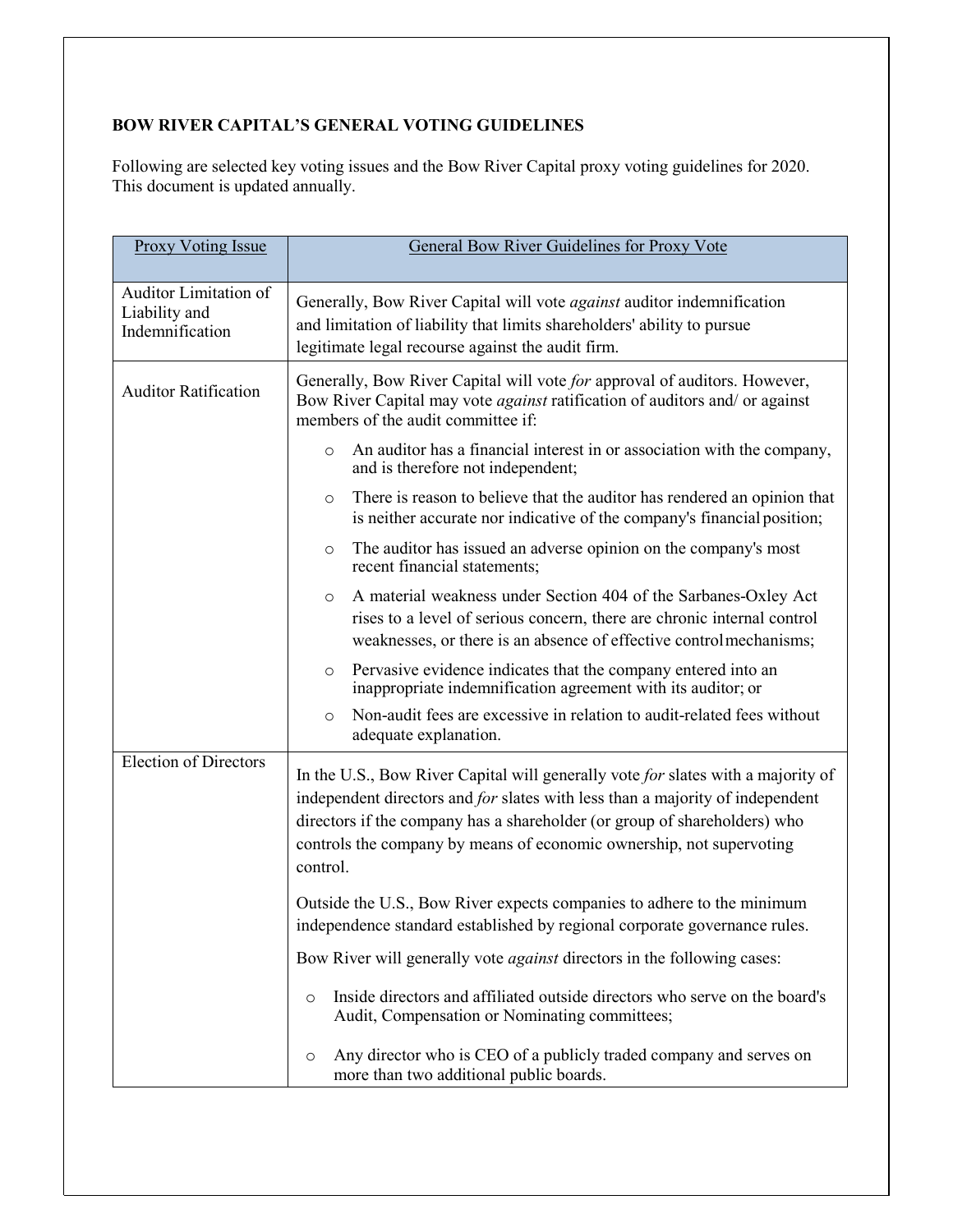**BOW RIVER CAPITAL'S GENERAL VOTING GUIDELINES**

Following are selected key voting issues and the Bow River Capital proxy voting guidelines for 2020. This document is updated annually.

| Proxy Voting Issue | General Bow River Guidelines for Proxy Vote |
|---|---|
| Auditor Limitation of Liability and Indemnification | Generally, Bow River Capital will vote *against* auditor indemnification and limitation of liability that limits shareholders' ability to pursue legitimate legal recourse against the audit firm. |
| Auditor Ratification | Generally, Bow River Capital will vote *for* approval of auditors. However, Bow River Capital may vote *against* ratification of auditors and/ or against members of the audit committee if:<br>o An auditor has a financial interest in or association with the company, and is therefore not independent;<br>o There is reason to believe that the auditor has rendered an opinion that is neither accurate nor indicative of the company's financial position;<br>o The auditor has issued an adverse opinion on the company's most recent financial statements;<br>o A material weakness under Section 404 of the Sarbanes-Oxley Act rises to a level of serious concern, there are chronic internal control weaknesses, or there is an absence of effective control mechanisms;<br>o Pervasive evidence indicates that the company entered into an inappropriate indemnification agreement with its auditor; or<br>o Non-audit fees are excessive in relation to audit-related fees without adequate explanation. |
| Election of Directors | In the U.S., Bow River Capital will generally vote *for* slates with a majority of independent directors and *for* slates with less than a majority of independent directors if the company has a shareholder (or group of shareholders) who controls the company by means of economic ownership, not supervoting control.<br><br>Outside the U.S., Bow River expects companies to adhere to the minimum independence standard established by regional corporate governance rules.<br><br>Bow River will generally vote *against* directors in the following cases:<br>o Inside directors and affiliated outside directors who serve on the board's Audit, Compensation or Nominating committees;<br>o Any director who is CEO of a publicly traded company and serves on more than two additional public boards. |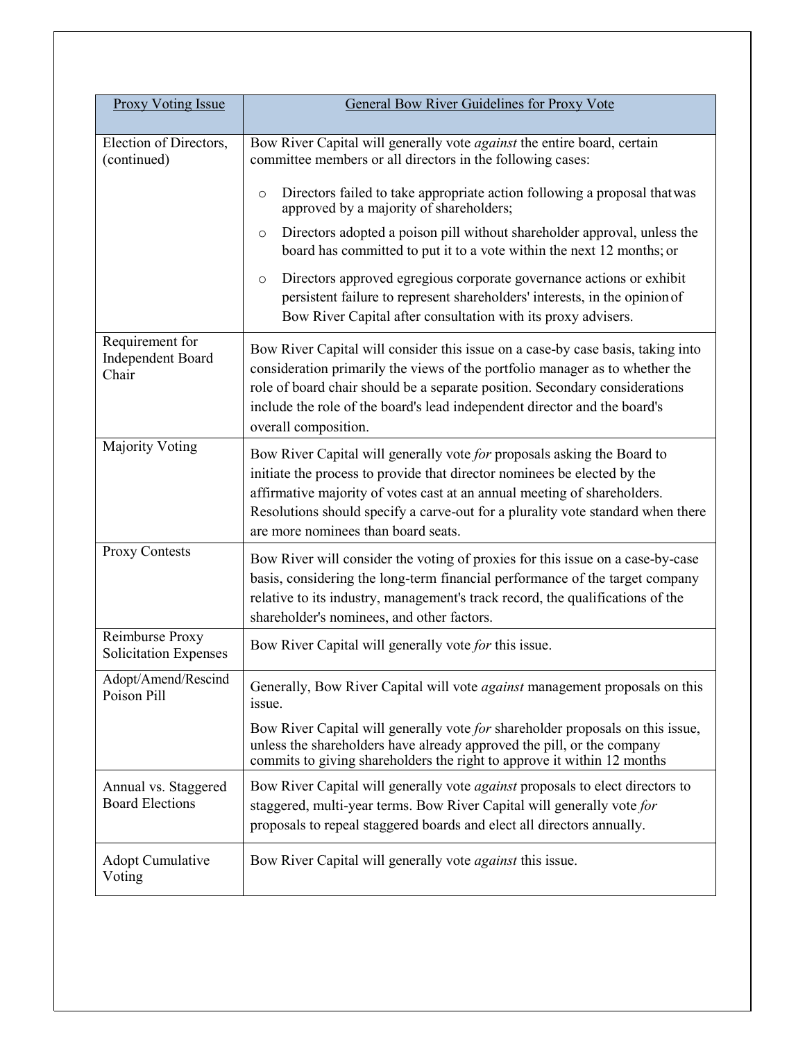| Proxy Voting Issue | General Bow River Guidelines for Proxy Vote |
|---|---|
| Election of Directors, (continued) | Bow River Capital will generally vote *against* the entire board, certain committee members or all directors in the following cases:<br>○ Directors failed to take appropriate action following a proposal that was approved by a majority of shareholders;<br>○ Directors adopted a poison pill without shareholder approval, unless the board has committed to put it to a vote within the next 12 months; or<br>○ Directors approved egregious corporate governance actions or exhibit persistent failure to represent shareholders' interests, in the opinion of Bow River Capital after consultation with its proxy advisers. |
| Requirement for Independent Board Chair | Bow River Capital will consider this issue on a case-by case basis, taking into consideration primarily the views of the portfolio manager as to whether the role of board chair should be a separate position. Secondary considerations include the role of the board's lead independent director and the board's overall composition. |
| Majority Voting | Bow River Capital will generally vote *for* proposals asking the Board to initiate the process to provide that director nominees be elected by the affirmative majority of votes cast at an annual meeting of shareholders. Resolutions should specify a carve-out for a plurality vote standard when there are more nominees than board seats. |
| Proxy Contests | Bow River will consider the voting of proxies for this issue on a case-by-case basis, considering the long-term financial performance of the target company relative to its industry, management's track record, the qualifications of the shareholder's nominees, and other factors. |
| Reimburse Proxy Solicitation Expenses | Bow River Capital will generally vote *for* this issue. |
| Adopt/Amend/Rescind Poison Pill | Generally, Bow River Capital will vote *against* management proposals on this issue.<br>Bow River Capital will generally vote *for* shareholder proposals on this issue, unless the shareholders have already approved the pill, or the company commits to giving shareholders the right to approve it within 12 months |
| Annual vs. Staggered Board Elections | Bow River Capital will generally vote *against* proposals to elect directors to staggered, multi-year terms. Bow River Capital will generally vote *for* proposals to repeal staggered boards and elect all directors annually. |
| Adopt Cumulative Voting | Bow River Capital will generally vote *against* this issue. |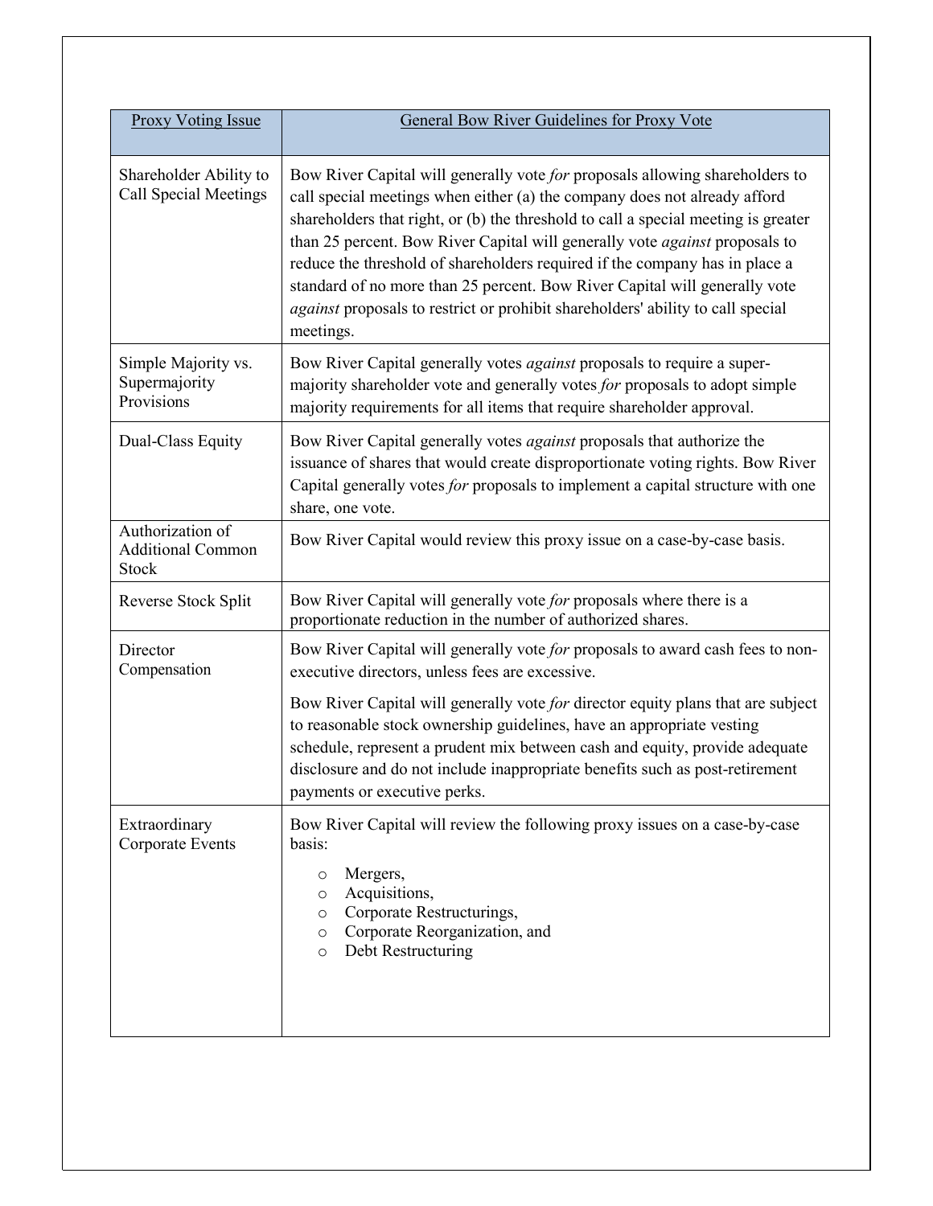| Proxy Voting Issue | General Bow River Guidelines for Proxy Vote |
|---|---|
| Shareholder Ability to Call Special Meetings | Bow River Capital will generally vote *for* proposals allowing shareholders to call special meetings when either (a) the company does not already afford shareholders that right, or (b) the threshold to call a special meeting is greater than 25 percent. Bow River Capital will generally vote *against* proposals to reduce the threshold of shareholders required if the company has in place a standard of no more than 25 percent. Bow River Capital will generally vote *against* proposals to restrict or prohibit shareholders' ability to call special meetings. |
| Simple Majority vs. Supermajority Provisions | Bow River Capital generally votes *against* proposals to require a super-majority shareholder vote and generally votes *for* proposals to adopt simple majority requirements for all items that require shareholder approval. |
| Dual-Class Equity | Bow River Capital generally votes *against* proposals that authorize the issuance of shares that would create disproportionate voting rights. Bow River Capital generally votes *for* proposals to implement a capital structure with one share, one vote. |
| Authorization of Additional Common Stock | Bow River Capital would review this proxy issue on a case-by-case basis. |
| Reverse Stock Split | Bow River Capital will generally vote *for* proposals where there is a proportionate reduction in the number of authorized shares. |
| Director Compensation | Bow River Capital will generally vote *for* proposals to award cash fees to non-executive directors, unless fees are excessive.<br><br>Bow River Capital will generally vote *for* director equity plans that are subject to reasonable stock ownership guidelines, have an appropriate vesting schedule, represent a prudent mix between cash and equity, provide adequate disclosure and do not include inappropriate benefits such as post-retirement payments or executive perks. |
| Extraordinary Corporate Events | Bow River Capital will review the following proxy issues on a case-by-case basis:<br><br>o Mergers,<br>o Acquisitions,<br>o Corporate Restructurings,<br>o Corporate Reorganization, and<br>o Debt Restructuring |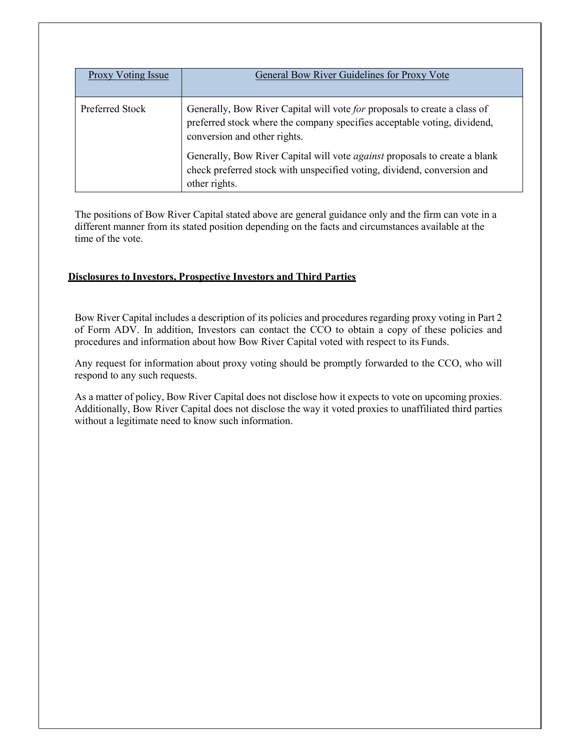| Proxy Voting Issue | General Bow River Guidelines for Proxy Vote |
| --- | --- |
| Preferred Stock | Generally, Bow River Capital will vote *for* proposals to create a class of preferred stock where the company specifies acceptable voting, dividend, conversion and other rights.<br><br>Generally, Bow River Capital will vote *against* proposals to create a blank check preferred stock with unspecified voting, dividend, conversion and other rights. |

The positions of Bow River Capital stated above are general guidance only and the firm can vote in a different manner from its stated position depending on the facts and circumstances available at the time of the vote.

**Disclosures to Investors, Prospective Investors and Third Parties**

Bow River Capital includes a description of its policies and procedures regarding proxy voting in Part 2 of Form ADV. In addition, Investors can contact the CCO to obtain a copy of these policies and procedures and information about how Bow River Capital voted with respect to its Funds.

Any request for information about proxy voting should be promptly forwarded to the CCO, who will respond to any such requests.

As a matter of policy, Bow River Capital does not disclose how it expects to vote on upcoming proxies. Additionally, Bow River Capital does not disclose the way it voted proxies to unaffiliated third parties without a legitimate need to know such information.